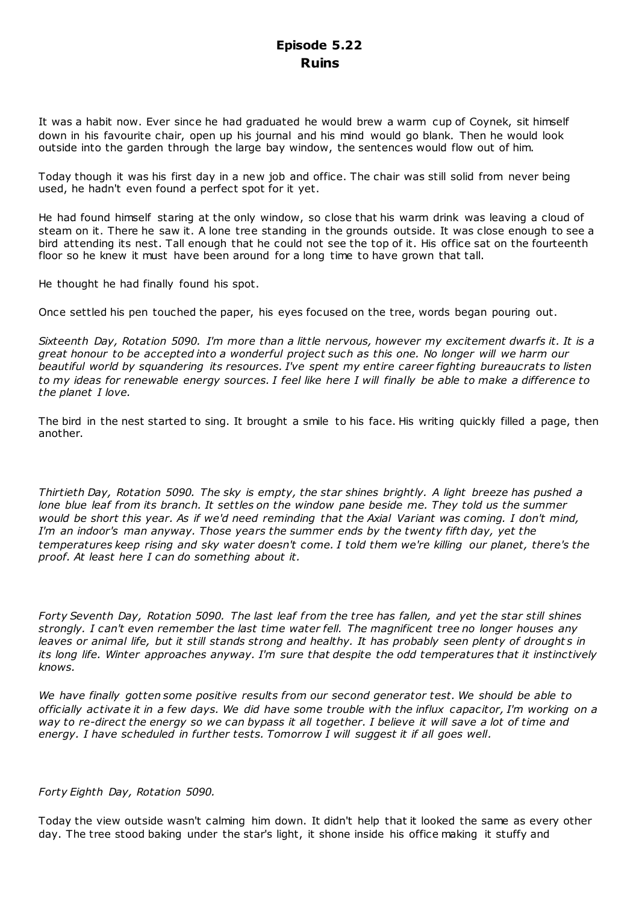# Episode 5.22
# Ruins

It was a habit now. Ever since he had graduated he would brew a warm cup of Coynek, sit himself down in his favourite chair, open up his journal and his mind would go blank. Then he would look outside into the garden through the large bay window, the sentences would flow out of him.

Today though it was his first day in a new job and office. The chair was still solid from never being used, he hadn't even found a perfect spot for it yet.

He had found himself staring at the only window, so close that his warm drink was leaving a cloud of steam on it. There he saw it. A lone tree standing in the grounds outside. It was close enough to see a bird attending its nest. Tall enough that he could not see the top of it. His office sat on the fourteenth floor so he knew it must have been around for a long time to have grown that tall.

He thought he had finally found his spot.

Once settled his pen touched the paper, his eyes focused on the tree, words began pouring out.

*Sixteenth Day, Rotation 5090. I'm more than a little nervous, however my excitement dwarfs it. It is a great honour to be accepted into a wonderful project such as this one. No longer will we harm our beautiful world by squandering its resources. I've spent my entire career fighting bureaucrats to listen to my ideas for renewable energy sources. I feel like here I will finally be able to make a difference to the planet I love.*

The bird in the nest started to sing. It brought a smile to his face. His writing quickly filled a page, then another.

*Thirtieth Day, Rotation 5090. The sky is empty, the star shines brightly. A light breeze has pushed a lone blue leaf from its branch. It settles on the window pane beside me. They told us the summer would be short this year. As if we'd need reminding that the Axial Variant was coming. I don't mind, I'm an indoor's man anyway. Those years the summer ends by the twenty fifth day, yet the temperatures keep rising and sky water doesn't come. I told them we're killing our planet, there's the proof. At least here I can do something about it.*

*Forty Seventh Day, Rotation 5090. The last leaf from the tree has fallen, and yet the star still shines strongly. I can't even remember the last time water fell. The magnificent tree no longer houses any leaves or animal life, but it still stands strong and healthy. It has probably seen plenty of droughts in its long life. Winter approaches anyway. I'm sure that despite the odd temperatures that it instinctively knows.*

*We have finally gotten some positive results from our second generator test. We should be able to officially activate it in a few days. We did have some trouble with the influx capacitor, I'm working on a way to re-direct the energy so we can bypass it all together. I believe it will save a lot of time and energy. I have scheduled in further tests. Tomorrow I will suggest it if all goes well.*

*Forty Eighth Day, Rotation 5090.*

Today the view outside wasn't calming him down. It didn't help that it looked the same as every other day. The tree stood baking under the star's light, it shone inside his office making it stuffy and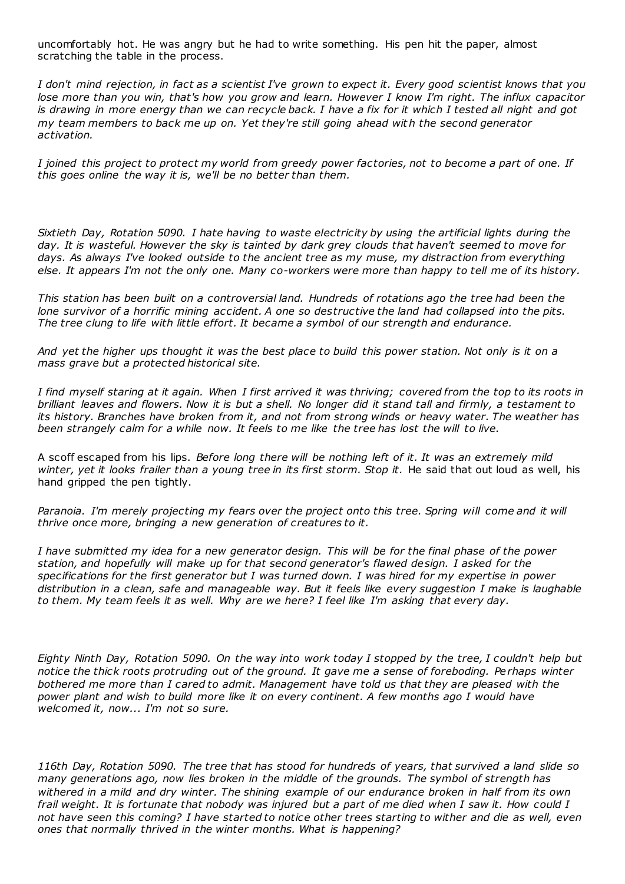uncomfortably hot. He was angry but he had to write something. His pen hit the paper, almost scratching the table in the process.

*I don't mind rejection, in fact as a scientist I've grown to expect it. Every good scientist knows that you lose more than you win, that's how you grow and learn. However I know I'm right. The influx capacitor is drawing in more energy than we can recycle back. I have a fix for it which I tested all night and got my team members to back me up on. Yet they're still going ahead with the second generator activation.*

*I joined this project to protect my world from greedy power factories, not to become a part of one. If this goes online the way it is, we'll be no better than them.*

*Sixtieth Day, Rotation 5090. I hate having to waste electricity by using the artificial lights during the day. It is wasteful. However the sky is tainted by dark grey clouds that haven't seemed to move for days. As always I've looked outside to the ancient tree as my muse, my distraction from everything else. It appears I'm not the only one. Many co-workers were more than happy to tell me of its history.*

*This station has been built on a controversial land. Hundreds of rotations ago the tree had been the lone survivor of a horrific mining accident. A one so destructive the land had collapsed into the pits. The tree clung to life with little effort. It became a symbol of our strength and endurance.*

*And yet the higher ups thought it was the best place to build this power station. Not only is it on a mass grave but a protected historical site.*

*I find myself staring at it again. When I first arrived it was thriving; covered from the top to its roots in brilliant leaves and flowers. Now it is but a shell. No longer did it stand tall and firmly, a testament to its history. Branches have broken from it, and not from strong winds or heavy water. The weather has been strangely calm for a while now. It feels to me like the tree has lost the will to live.*

A scoff escaped from his lips. *Before long there will be nothing left of it. It was an extremely mild winter, yet it looks frailer than a young tree in its first storm. Stop it.* He said that out loud as well, his hand gripped the pen tightly.

*Paranoia. I'm merely projecting my fears over the project onto this tree. Spring will come and it will thrive once more, bringing a new generation of creatures to it.*

*I have submitted my idea for a new generator design. This will be for the final phase of the power station, and hopefully will make up for that second generator's flawed design. I asked for the specifications for the first generator but I was turned down. I was hired for my expertise in power distribution in a clean, safe and manageable way. But it feels like every suggestion I make is laughable to them. My team feels it as well. Why are we here? I feel like I'm asking that every day.*

*Eighty Ninth Day, Rotation 5090. On the way into work today I stopped by the tree, I couldn't help but notice the thick roots protruding out of the ground. It gave me a sense of foreboding. Perhaps winter bothered me more than I cared to admit. Management have told us that they are pleased with the power plant and wish to build more like it on every continent. A few months ago I would have welcomed it, now... I'm not so sure.*

*116th Day, Rotation 5090. The tree that has stood for hundreds of years, that survived a land slide so many generations ago, now lies broken in the middle of the grounds. The symbol of strength has withered in a mild and dry winter. The shining example of our endurance broken in half from its own frail weight. It is fortunate that nobody was injured but a part of me died when I saw it. How could I not have seen this coming? I have started to notice other trees starting to wither and die as well, even ones that normally thrived in the winter months. What is happening?*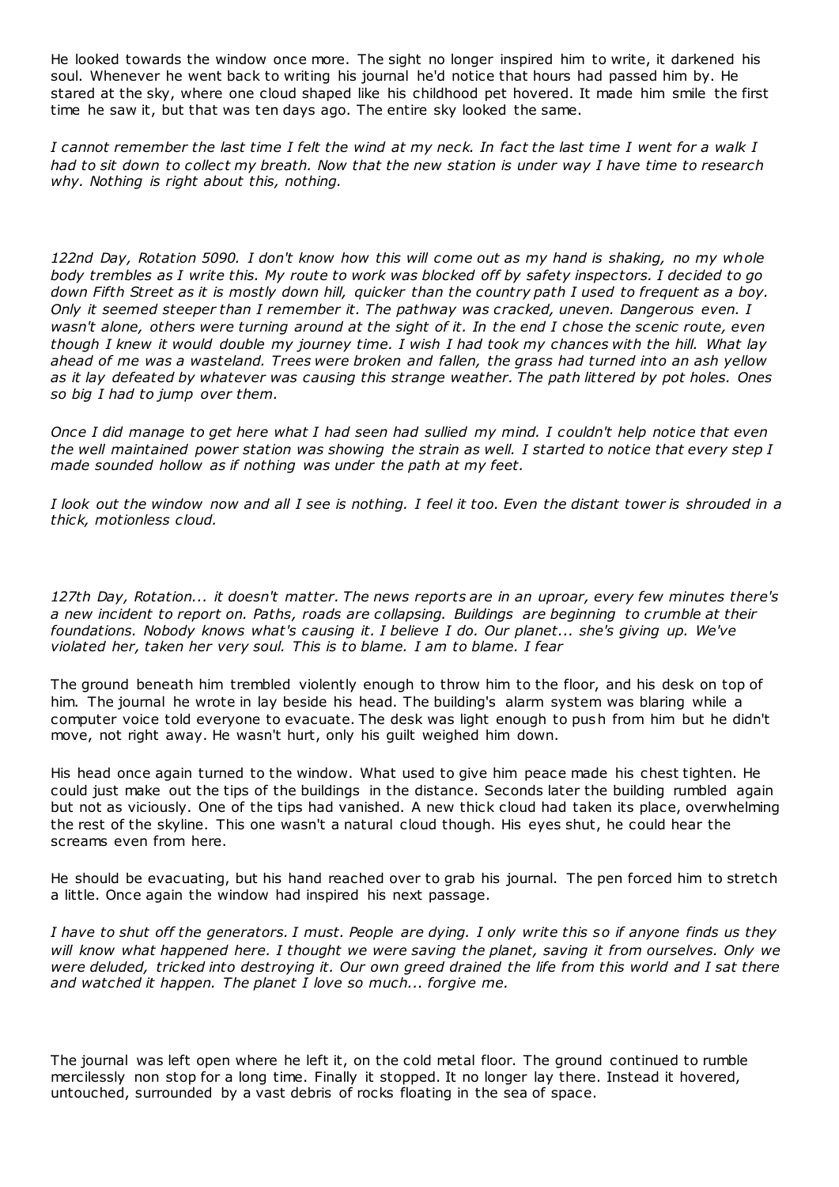He looked towards the window once more. The sight no longer inspired him to write, it darkened his soul. Whenever he went back to writing his journal he'd notice that hours had passed him by. He stared at the sky, where one cloud shaped like his childhood pet hovered. It made him smile the first time he saw it, but that was ten days ago. The entire sky looked the same.

*I cannot remember the last time I felt the wind at my neck. In fact the last time I went for a walk I had to sit down to collect my breath. Now that the new station is under way I have time to research why. Nothing is right about this, nothing.*

*122nd Day, Rotation 5090. I don't know how this will come out as my hand is shaking, no my whole body trembles as I write this. My route to work was blocked off by safety inspectors. I decided to go down Fifth Street as it is mostly down hill, quicker than the country path I used to frequent as a boy. Only it seemed steeper than I remember it. The pathway was cracked, uneven. Dangerous even. I wasn't alone, others were turning around at the sight of it. In the end I chose the scenic route, even though I knew it would double my journey time. I wish I had took my chances with the hill. What lay ahead of me was a wasteland. Trees were broken and fallen, the grass had turned into an ash yellow as it lay defeated by whatever was causing this strange weather. The path littered by pot holes. Ones so big I had to jump over them.*

*Once I did manage to get here what I had seen had sullied my mind. I couldn't help notice that even the well maintained power station was showing the strain as well. I started to notice that every step I made sounded hollow as if nothing was under the path at my feet.*

*I look out the window now and all I see is nothing. I feel it too. Even the distant tower is shrouded in a thick, motionless cloud.*

*127th Day, Rotation... it doesn't matter. The news reports are in an uproar, every few minutes there's a new incident to report on. Paths, roads are collapsing. Buildings are beginning to crumble at their foundations. Nobody knows what's causing it. I believe I do. Our planet... she's giving up. We've violated her, taken her very soul. This is to blame. I am to blame. I fear*

The ground beneath him trembled violently enough to throw him to the floor, and his desk on top of him. The journal he wrote in lay beside his head. The building's alarm system was blaring while a computer voice told everyone to evacuate. The desk was light enough to push from him but he didn't move, not right away. He wasn't hurt, only his guilt weighed him down.

His head once again turned to the window. What used to give him peace made his chest tighten. He could just make out the tips of the buildings in the distance. Seconds later the building rumbled again but not as viciously. One of the tips had vanished. A new thick cloud had taken its place, overwhelming the rest of the skyline. This one wasn't a natural cloud though. His eyes shut, he could hear the screams even from here.

He should be evacuating, but his hand reached over to grab his journal. The pen forced him to stretch a little. Once again the window had inspired his next passage.

*I have to shut off the generators. I must. People are dying. I only write this so if anyone finds us they will know what happened here. I thought we were saving the planet, saving it from ourselves. Only we were deluded, tricked into destroying it. Our own greed drained the life from this world and I sat there and watched it happen. The planet I love so much... forgive me.*

The journal was left open where he left it, on the cold metal floor. The ground continued to rumble mercilessly non stop for a long time. Finally it stopped. It no longer lay there. Instead it hovered, untouched, surrounded by a vast debris of rocks floating in the sea of space.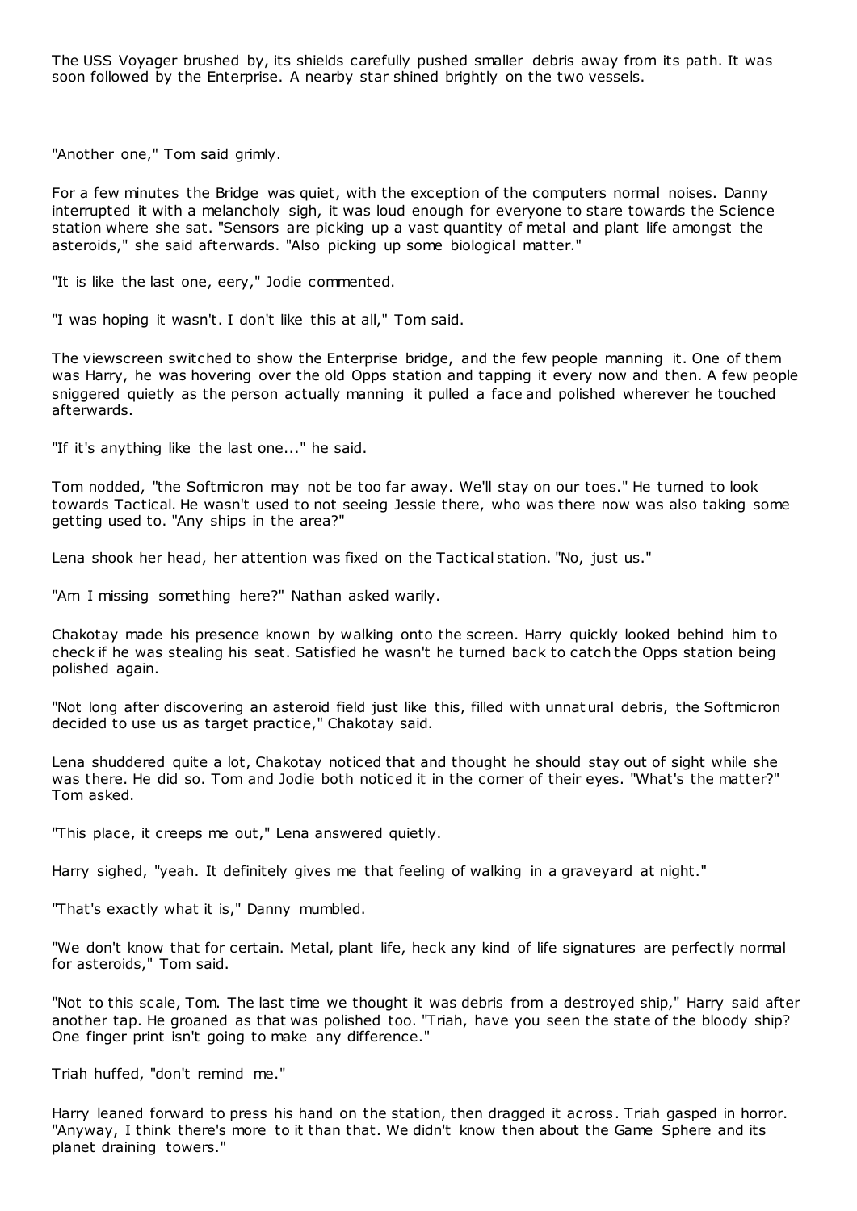The USS Voyager brushed by, its shields carefully pushed smaller debris away from its path. It was soon followed by the Enterprise. A nearby star shined brightly on the two vessels.

"Another one," Tom said grimly.

For a few minutes the Bridge was quiet, with the exception of the computers normal noises. Danny interrupted it with a melancholy sigh, it was loud enough for everyone to stare towards the Science station where she sat. "Sensors are picking up a vast quantity of metal and plant life amongst the asteroids," she said afterwards. "Also picking up some biological matter."

"It is like the last one, eery," Jodie commented.

"I was hoping it wasn't. I don't like this at all," Tom said.

The viewscreen switched to show the Enterprise bridge, and the few people manning it. One of them was Harry, he was hovering over the old Opps station and tapping it every now and then. A few people sniggered quietly as the person actually manning it pulled a face and polished wherever he touched afterwards.

"If it's anything like the last one..." he said.

Tom nodded, "the Softmicron may not be too far away. We'll stay on our toes." He turned to look towards Tactical. He wasn't used to not seeing Jessie there, who was there now was also taking some getting used to. "Any ships in the area?"

Lena shook her head, her attention was fixed on the Tactical station. "No, just us."

"Am I missing something here?" Nathan asked warily.

Chakotay made his presence known by walking onto the screen. Harry quickly looked behind him to check if he was stealing his seat. Satisfied he wasn't he turned back to catch the Opps station being polished again.

"Not long after discovering an asteroid field just like this, filled with unnatural debris, the Softmicron decided to use us as target practice," Chakotay said.

Lena shuddered quite a lot, Chakotay noticed that and thought he should stay out of sight while she was there. He did so. Tom and Jodie both noticed it in the corner of their eyes. "What's the matter?" Tom asked.

"This place, it creeps me out," Lena answered quietly.

Harry sighed, "yeah. It definitely gives me that feeling of walking in a graveyard at night."

"That's exactly what it is," Danny mumbled.

"We don't know that for certain. Metal, plant life, heck any kind of life signatures are perfectly normal for asteroids," Tom said.

"Not to this scale, Tom. The last time we thought it was debris from a destroyed ship," Harry said after another tap. He groaned as that was polished too. "Triah, have you seen the state of the bloody ship? One finger print isn't going to make any difference."

Triah huffed, "don't remind me."

Harry leaned forward to press his hand on the station, then dragged it across. Triah gasped in horror. "Anyway, I think there's more to it than that. We didn't know then about the Game Sphere and its planet draining towers."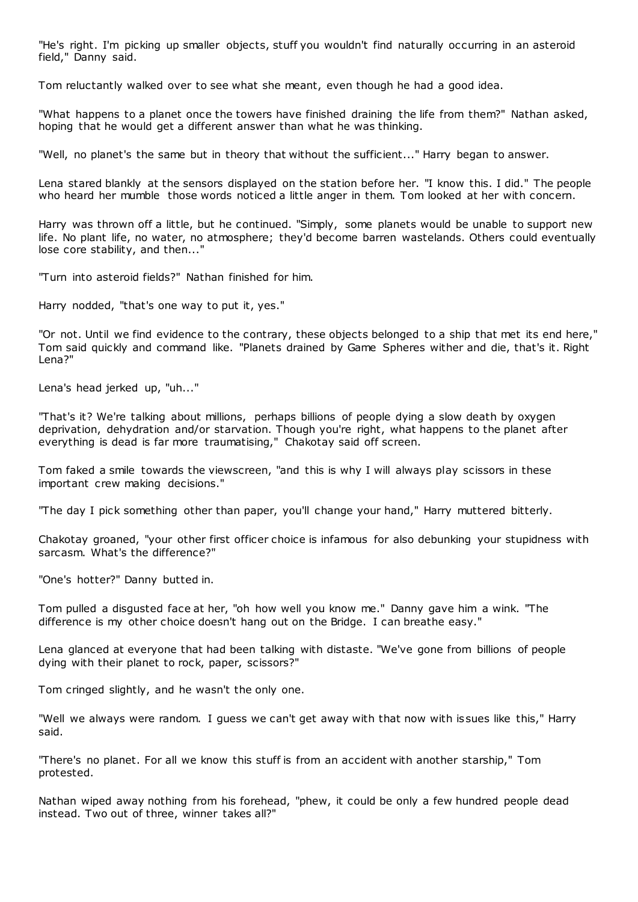"He's right. I'm picking up smaller objects, stuff you wouldn't find naturally occurring in an asteroid field," Danny said.

Tom reluctantly walked over to see what she meant, even though he had a good idea.

"What happens to a planet once the towers have finished draining the life from them?" Nathan asked, hoping that he would get a different answer than what he was thinking.

"Well, no planet's the same but in theory that without the sufficient..." Harry began to answer.

Lena stared blankly at the sensors displayed on the station before her. "I know this. I did." The people who heard her mumble those words noticed a little anger in them. Tom looked at her with concern.

Harry was thrown off a little, but he continued. "Simply, some planets would be unable to support new life. No plant life, no water, no atmosphere; they'd become barren wastelands. Others could eventually lose core stability, and then..."

"Turn into asteroid fields?" Nathan finished for him.

Harry nodded, "that's one way to put it, yes."

"Or not. Until we find evidence to the contrary, these objects belonged to a ship that met its end here," Tom said quickly and command like. "Planets drained by Game Spheres wither and die, that's it. Right Lena?"

Lena's head jerked up, "uh..."

"That's it? We're talking about millions, perhaps billions of people dying a slow death by oxygen deprivation, dehydration and/or starvation. Though you're right, what happens to the planet after everything is dead is far more traumatising," Chakotay said off screen.

Tom faked a smile towards the viewscreen, "and this is why I will always play scissors in these important crew making decisions."

"The day I pick something other than paper, you'll change your hand," Harry muttered bitterly.

Chakotay groaned, "your other first officer choice is infamous for also debunking your stupidness with sarcasm. What's the difference?"

"One's hotter?" Danny butted in.

Tom pulled a disgusted face at her, "oh how well you know me." Danny gave him a wink. "The difference is my other choice doesn't hang out on the Bridge. I can breathe easy."

Lena glanced at everyone that had been talking with distaste. "We've gone from billions of people dying with their planet to rock, paper, scissors?"

Tom cringed slightly, and he wasn't the only one.

"Well we always were random. I guess we can't get away with that now with issues like this," Harry said.

"There's no planet. For all we know this stuff is from an accident with another starship," Tom protested.

Nathan wiped away nothing from his forehead, "phew, it could be only a few hundred people dead instead. Two out of three, winner takes all?"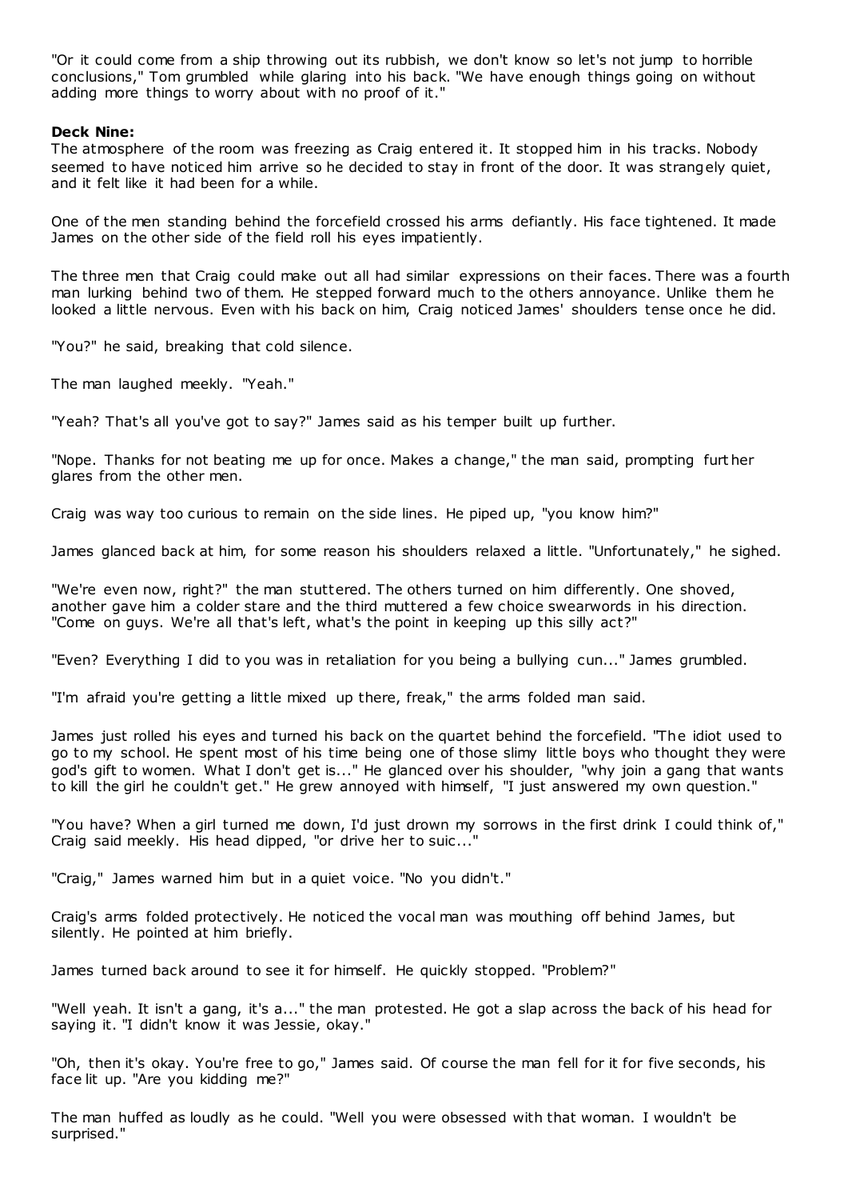"Or it could come from a ship throwing out its rubbish, we don't know so let's not jump to horrible conclusions," Tom grumbled while glaring into his back. "We have enough things going on without adding more things to worry about with no proof of it."

**Deck Nine:**

The atmosphere of the room was freezing as Craig entered it. It stopped him in his tracks. Nobody seemed to have noticed him arrive so he decided to stay in front of the door. It was strangely quiet, and it felt like it had been for a while.

One of the men standing behind the forcefield crossed his arms defiantly. His face tightened. It made James on the other side of the field roll his eyes impatiently.

The three men that Craig could make out all had similar expressions on their faces. There was a fourth man lurking behind two of them. He stepped forward much to the others annoyance. Unlike them he looked a little nervous. Even with his back on him, Craig noticed James' shoulders tense once he did.

"You?" he said, breaking that cold silence.

The man laughed meekly. "Yeah."

"Yeah? That's all you've got to say?" James said as his temper built up further.

"Nope. Thanks for not beating me up for once. Makes a change," the man said, prompting further glares from the other men.

Craig was way too curious to remain on the side lines. He piped up, "you know him?"

James glanced back at him, for some reason his shoulders relaxed a little. "Unfortunately," he sighed.

"We're even now, right?" the man stuttered. The others turned on him differently. One shoved, another gave him a colder stare and the third muttered a few choice swearwords in his direction. "Come on guys. We're all that's left, what's the point in keeping up this silly act?"

"Even? Everything I did to you was in retaliation for you being a bullying cun..." James grumbled.

"I'm afraid you're getting a little mixed up there, freak," the arms folded man said.

James just rolled his eyes and turned his back on the quartet behind the forcefield. "The idiot used to go to my school. He spent most of his time being one of those slimy little boys who thought they were god's gift to women. What I don't get is..." He glanced over his shoulder, "why join a gang that wants to kill the girl he couldn't get." He grew annoyed with himself, "I just answered my own question."

"You have? When a girl turned me down, I'd just drown my sorrows in the first drink I could think of," Craig said meekly. His head dipped, "or drive her to suic..."

"Craig," James warned him but in a quiet voice. "No you didn't."

Craig's arms folded protectively. He noticed the vocal man was mouthing off behind James, but silently. He pointed at him briefly.

James turned back around to see it for himself. He quickly stopped. "Problem?"

"Well yeah. It isn't a gang, it's a..." the man protested. He got a slap across the back of his head for saying it. "I didn't know it was Jessie, okay."

"Oh, then it's okay. You're free to go," James said. Of course the man fell for it for five seconds, his face lit up. "Are you kidding me?"

The man huffed as loudly as he could. "Well you were obsessed with that woman. I wouldn't be surprised."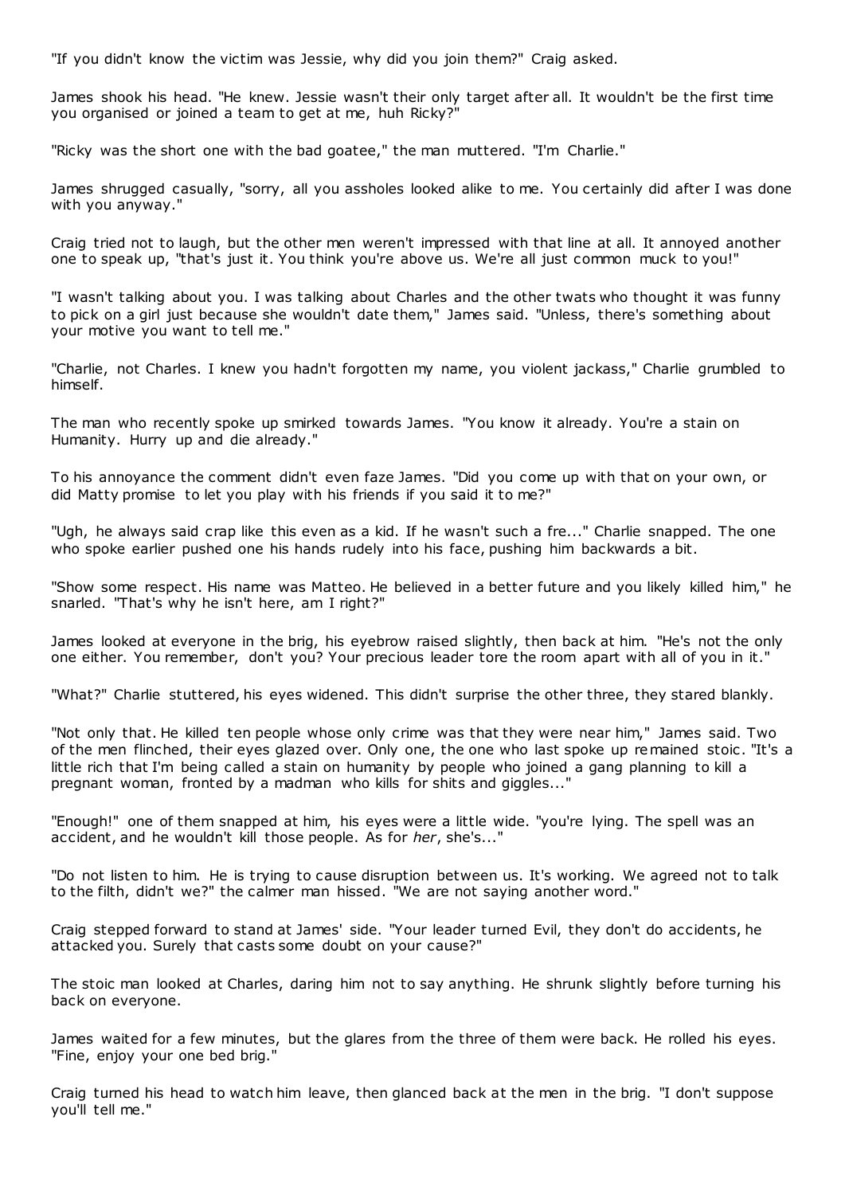"If you didn't know the victim was Jessie, why did you join them?" Craig asked.

James shook his head. "He knew. Jessie wasn't their only target after all. It wouldn't be the first time you organised or joined a team to get at me, huh Ricky?"

"Ricky was the short one with the bad goatee," the man muttered. "I'm Charlie."

James shrugged casually, "sorry, all you assholes looked alike to me. You certainly did after I was done with you anyway."

Craig tried not to laugh, but the other men weren't impressed with that line at all. It annoyed another one to speak up, "that's just it. You think you're above us. We're all just common muck to you!"

"I wasn't talking about you. I was talking about Charles and the other twats who thought it was funny to pick on a girl just because she wouldn't date them," James said. "Unless, there's something about your motive you want to tell me."

"Charlie, not Charles. I knew you hadn't forgotten my name, you violent jackass," Charlie grumbled to himself.

The man who recently spoke up smirked towards James. "You know it already. You're a stain on Humanity. Hurry up and die already."

To his annoyance the comment didn't even faze James. "Did you come up with that on your own, or did Matty promise to let you play with his friends if you said it to me?"

"Ugh, he always said crap like this even as a kid. If he wasn't such a fre..." Charlie snapped. The one who spoke earlier pushed one his hands rudely into his face, pushing him backwards a bit.

"Show some respect. His name was Matteo. He believed in a better future and you likely killed him," he snarled. "That's why he isn't here, am I right?"

James looked at everyone in the brig, his eyebrow raised slightly, then back at him. "He's not the only one either. You remember, don't you? Your precious leader tore the room apart with all of you in it."

"What?" Charlie stuttered, his eyes widened. This didn't surprise the other three, they stared blankly.

"Not only that. He killed ten people whose only crime was that they were near him," James said. Two of the men flinched, their eyes glazed over. Only one, the one who last spoke up remained stoic. "It's a little rich that I'm being called a stain on humanity by people who joined a gang planning to kill a pregnant woman, fronted by a madman who kills for shits and giggles..."

"Enough!" one of them snapped at him, his eyes were a little wide. "you're lying. The spell was an accident, and he wouldn't kill those people. As for *her*, she's..."

"Do not listen to him. He is trying to cause disruption between us. It's working. We agreed not to talk to the filth, didn't we?" the calmer man hissed. "We are not saying another word."

Craig stepped forward to stand at James' side. "Your leader turned Evil, they don't do accidents, he attacked you. Surely that casts some doubt on your cause?"

The stoic man looked at Charles, daring him not to say anything. He shrunk slightly before turning his back on everyone.

James waited for a few minutes, but the glares from the three of them were back. He rolled his eyes. "Fine, enjoy your one bed brig."

Craig turned his head to watch him leave, then glanced back at the men in the brig. "I don't suppose you'll tell me."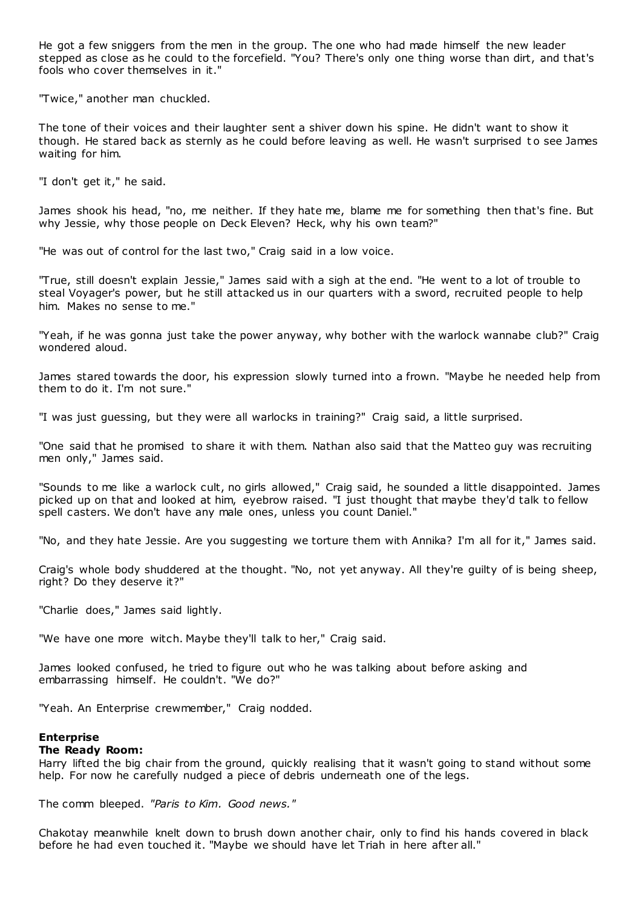He got a few sniggers from the men in the group. The one who had made himself the new leader stepped as close as he could to the forcefield. "You? There's only one thing worse than dirt, and that's fools who cover themselves in it."

"Twice," another man chuckled.

The tone of their voices and their laughter sent a shiver down his spine. He didn't want to show it though. He stared back as sternly as he could before leaving as well. He wasn't surprised to see James waiting for him.

"I don't get it," he said.

James shook his head, "no, me neither. If they hate me, blame me for something then that's fine. But why Jessie, why those people on Deck Eleven? Heck, why his own team?"

"He was out of control for the last two," Craig said in a low voice.

"True, still doesn't explain Jessie," James said with a sigh at the end. "He went to a lot of trouble to steal Voyager's power, but he still attacked us in our quarters with a sword, recruited people to help him. Makes no sense to me."

"Yeah, if he was gonna just take the power anyway, why bother with the warlock wannabe club?" Craig wondered aloud.

James stared towards the door, his expression slowly turned into a frown. "Maybe he needed help from them to do it. I'm not sure."

"I was just guessing, but they were all warlocks in training?" Craig said, a little surprised.

"One said that he promised to share it with them. Nathan also said that the Matteo guy was recruiting men only," James said.

"Sounds to me like a warlock cult, no girls allowed," Craig said, he sounded a little disappointed. James picked up on that and looked at him, eyebrow raised. "I just thought that maybe they'd talk to fellow spell casters. We don't have any male ones, unless you count Daniel."

"No, and they hate Jessie. Are you suggesting we torture them with Annika? I'm all for it," James said.

Craig's whole body shuddered at the thought. "No, not yet anyway. All they're guilty of is being sheep, right? Do they deserve it?"

"Charlie does," James said lightly.

"We have one more witch. Maybe they'll talk to her," Craig said.

James looked confused, he tried to figure out who he was talking about before asking and embarrassing himself. He couldn't. "We do?"

"Yeah. An Enterprise crewmember," Craig nodded.

**Enterprise**
**The Ready Room:**
Harry lifted the big chair from the ground, quickly realising that it wasn't going to stand without some help. For now he carefully nudged a piece of debris underneath one of the legs.

The comm bleeped. *"Paris to Kim. Good news."*

Chakotay meanwhile knelt down to brush down another chair, only to find his hands covered in black before he had even touched it. "Maybe we should have let Triah in here after all."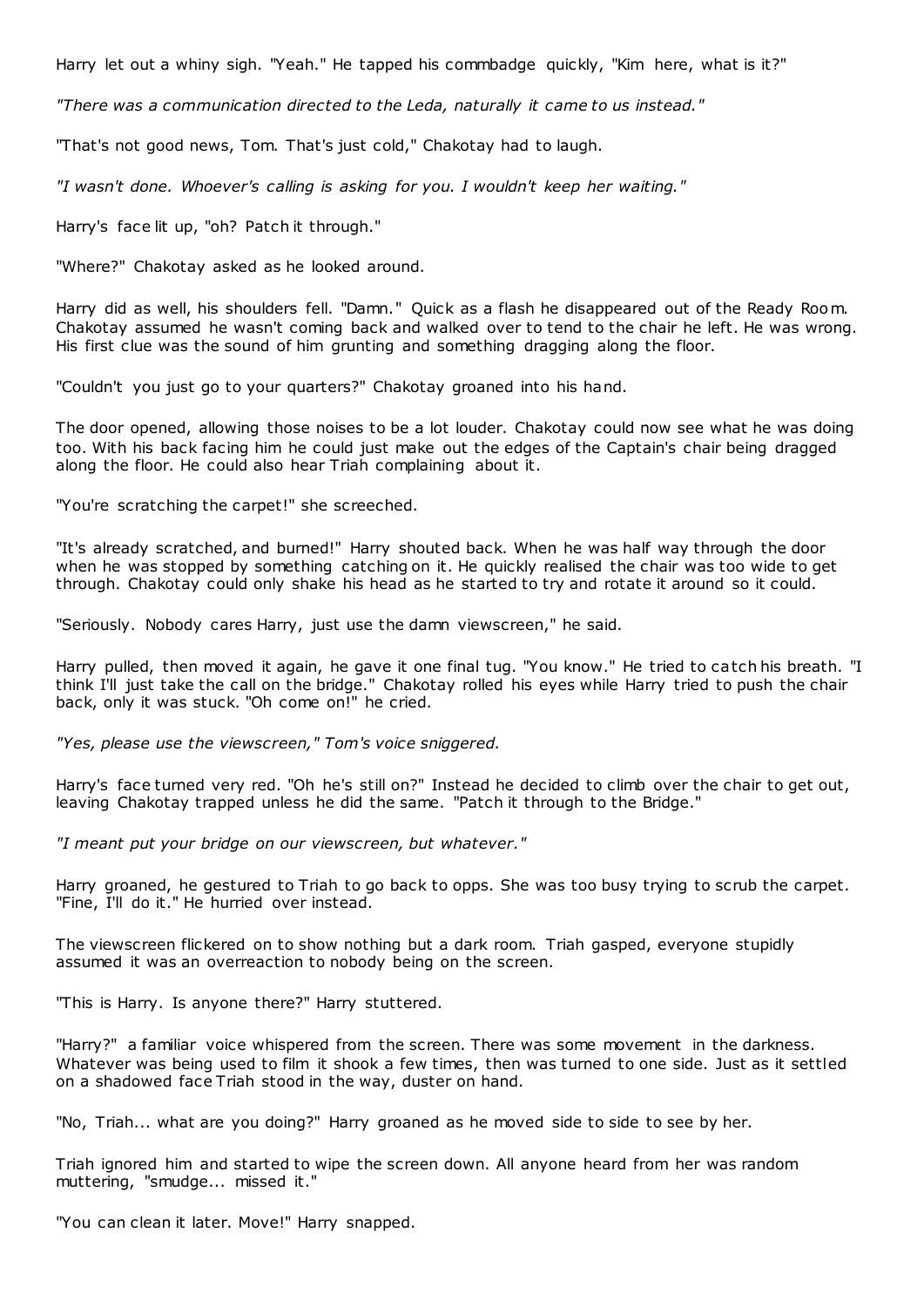Harry let out a whiny sigh. "Yeah." He tapped his commbadge quickly, "Kim here, what is it?"

*"There was a communication directed to the Leda, naturally it came to us instead."*

"That's not good news, Tom. That's just cold," Chakotay had to laugh.

*"I wasn't done. Whoever's calling is asking for you. I wouldn't keep her waiting."*

Harry's face lit up, "oh? Patch it through."

"Where?" Chakotay asked as he looked around.

Harry did as well, his shoulders fell. "Damn." Quick as a flash he disappeared out of the Ready Room. Chakotay assumed he wasn't coming back and walked over to tend to the chair he left. He was wrong. His first clue was the sound of him grunting and something dragging along the floor.

"Couldn't you just go to your quarters?" Chakotay groaned into his hand.

The door opened, allowing those noises to be a lot louder. Chakotay could now see what he was doing too. With his back facing him he could just make out the edges of the Captain's chair being dragged along the floor. He could also hear Triah complaining about it.

"You're scratching the carpet!" she screeched.

"It's already scratched, and burned!" Harry shouted back. When he was half way through the door when he was stopped by something catching on it. He quickly realised the chair was too wide to get through. Chakotay could only shake his head as he started to try and rotate it around so it could.

"Seriously. Nobody cares Harry, just use the damn viewscreen," he said.

Harry pulled, then moved it again, he gave it one final tug. "You know." He tried to catch his breath. "I think I'll just take the call on the bridge." Chakotay rolled his eyes while Harry tried to push the chair back, only it was stuck. "Oh come on!" he cried.

*"Yes, please use the viewscreen," Tom's voice sniggered.*

Harry's face turned very red. "Oh he's still on?" Instead he decided to climb over the chair to get out, leaving Chakotay trapped unless he did the same. "Patch it through to the Bridge."

*"I meant put your bridge on our viewscreen, but whatever."*

Harry groaned, he gestured to Triah to go back to opps. She was too busy trying to scrub the carpet. "Fine, I'll do it." He hurried over instead.

The viewscreen flickered on to show nothing but a dark room. Triah gasped, everyone stupidly assumed it was an overreaction to nobody being on the screen.

"This is Harry. Is anyone there?" Harry stuttered.

"Harry?" a familiar voice whispered from the screen. There was some movement in the darkness. Whatever was being used to film it shook a few times, then was turned to one side. Just as it settled on a shadowed face Triah stood in the way, duster on hand.

"No, Triah... what are you doing?" Harry groaned as he moved side to side to see by her.

Triah ignored him and started to wipe the screen down. All anyone heard from her was random muttering, "smudge... missed it."

"You can clean it later. Move!" Harry snapped.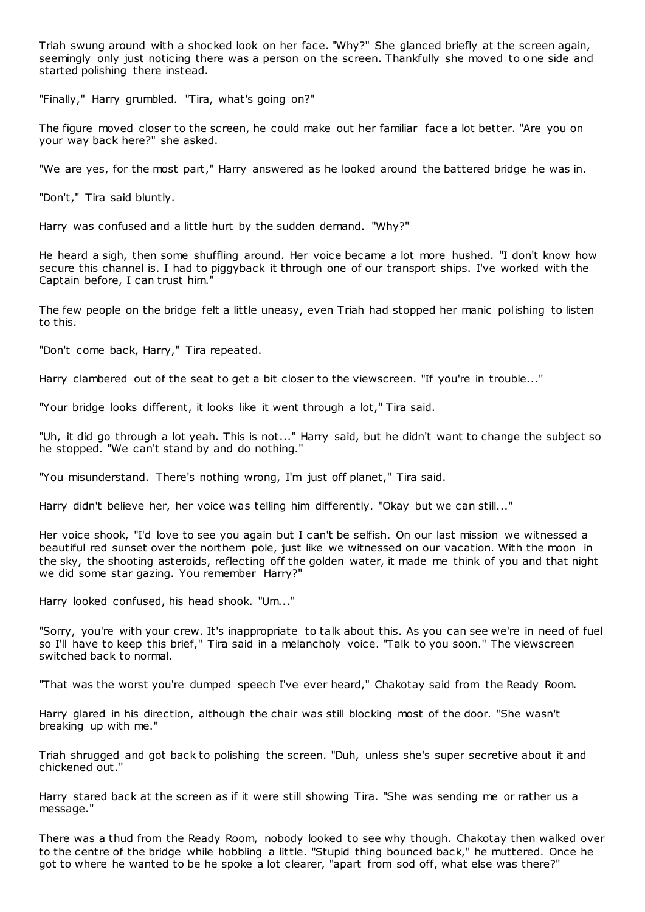Triah swung around with a shocked look on her face. "Why?" She glanced briefly at the screen again, seemingly only just noticing there was a person on the screen. Thankfully she moved to one side and started polishing there instead.

"Finally," Harry grumbled. "Tira, what's going on?"

The figure moved closer to the screen, he could make out her familiar face a lot better. "Are you on your way back here?" she asked.

"We are yes, for the most part," Harry answered as he looked around the battered bridge he was in.

"Don't," Tira said bluntly.

Harry was confused and a little hurt by the sudden demand. "Why?"

He heard a sigh, then some shuffling around. Her voice became a lot more hushed. "I don't know how secure this channel is. I had to piggyback it through one of our transport ships. I've worked with the Captain before, I can trust him."

The few people on the bridge felt a little uneasy, even Triah had stopped her manic polishing to listen to this.

"Don't come back, Harry," Tira repeated.

Harry clambered out of the seat to get a bit closer to the viewscreen. "If you're in trouble..."

"Your bridge looks different, it looks like it went through a lot," Tira said.

"Uh, it did go through a lot yeah. This is not..." Harry said, but he didn't want to change the subject so he stopped. "We can't stand by and do nothing."

"You misunderstand. There's nothing wrong, I'm just off planet," Tira said.

Harry didn't believe her, her voice was telling him differently. "Okay but we can still..."

Her voice shook, "I'd love to see you again but I can't be selfish. On our last mission we witnessed a beautiful red sunset over the northern pole, just like we witnessed on our vacation. With the moon in the sky, the shooting asteroids, reflecting off the golden water, it made me think of you and that night we did some star gazing. You remember Harry?"

Harry looked confused, his head shook. "Um..."

"Sorry, you're with your crew. It's inappropriate to talk about this. As you can see we're in need of fuel so I'll have to keep this brief," Tira said in a melancholy voice. "Talk to you soon." The viewscreen switched back to normal.

"That was the worst you're dumped speech I've ever heard," Chakotay said from the Ready Room.

Harry glared in his direction, although the chair was still blocking most of the door. "She wasn't breaking up with me."

Triah shrugged and got back to polishing the screen. "Duh, unless she's super secretive about it and chickened out."

Harry stared back at the screen as if it were still showing Tira. "She was sending me or rather us a message."

There was a thud from the Ready Room, nobody looked to see why though. Chakotay then walked over to the centre of the bridge while hobbling a little. "Stupid thing bounced back," he muttered. Once he got to where he wanted to be he spoke a lot clearer, "apart from sod off, what else was there?"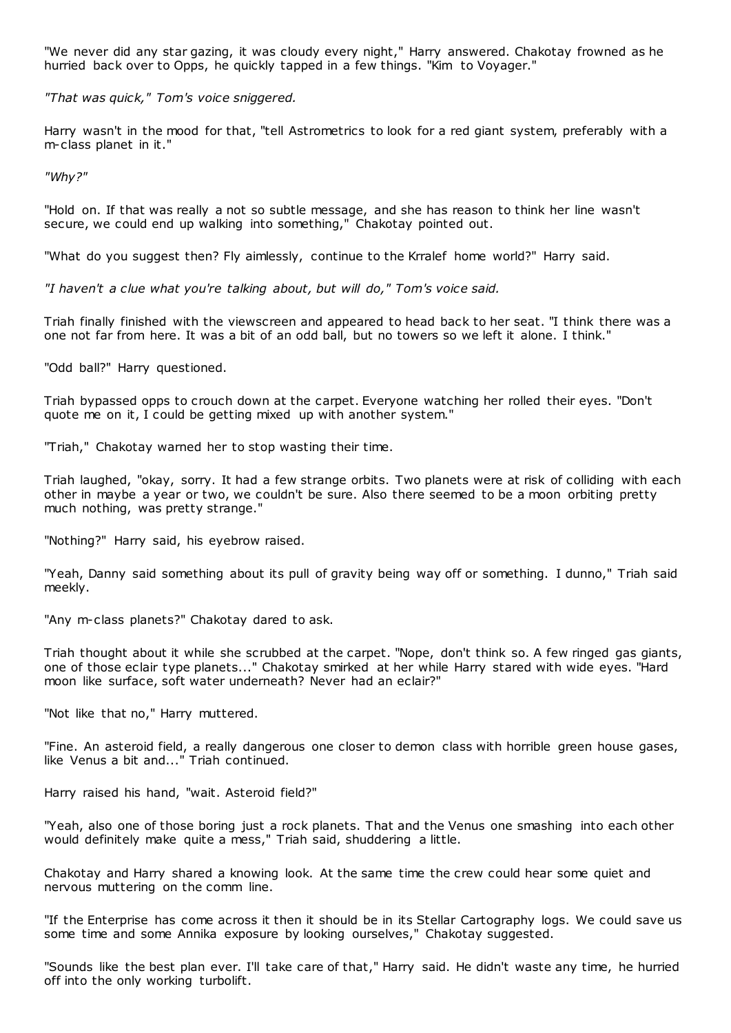"We never did any star gazing, it was cloudy every night," Harry answered. Chakotay frowned as he hurried back over to Opps, he quickly tapped in a few things. "Kim to Voyager."

*"That was quick," Tom's voice sniggered.*

Harry wasn't in the mood for that, "tell Astrometrics to look for a red giant system, preferably with a m-class planet in it."

*"Why?"*

"Hold on. If that was really a not so subtle message, and she has reason to think her line wasn't secure, we could end up walking into something," Chakotay pointed out.

"What do you suggest then? Fly aimlessly, continue to the Krralef home world?" Harry said.

*"I haven't a clue what you're talking about, but will do," Tom's voice said.*

Triah finally finished with the viewscreen and appeared to head back to her seat. "I think there was a one not far from here. It was a bit of an odd ball, but no towers so we left it alone. I think."

"Odd ball?" Harry questioned.

Triah bypassed opps to crouch down at the carpet. Everyone watching her rolled their eyes. "Don't quote me on it, I could be getting mixed up with another system."

"Triah," Chakotay warned her to stop wasting their time.

Triah laughed, "okay, sorry. It had a few strange orbits. Two planets were at risk of colliding with each other in maybe a year or two, we couldn't be sure. Also there seemed to be a moon orbiting pretty much nothing, was pretty strange."

"Nothing?" Harry said, his eyebrow raised.

"Yeah, Danny said something about its pull of gravity being way off or something. I dunno," Triah said meekly.

"Any m-class planets?" Chakotay dared to ask.

Triah thought about it while she scrubbed at the carpet. "Nope, don't think so. A few ringed gas giants, one of those eclair type planets..." Chakotay smirked at her while Harry stared with wide eyes. "Hard moon like surface, soft water underneath? Never had an eclair?"

"Not like that no," Harry muttered.

"Fine. An asteroid field, a really dangerous one closer to demon class with horrible green house gases, like Venus a bit and..." Triah continued.

Harry raised his hand, "wait. Asteroid field?"

"Yeah, also one of those boring just a rock planets. That and the Venus one smashing into each other would definitely make quite a mess," Triah said, shuddering a little.

Chakotay and Harry shared a knowing look. At the same time the crew could hear some quiet and nervous muttering on the comm line.

"If the Enterprise has come across it then it should be in its Stellar Cartography logs. We could save us some time and some Annika exposure by looking ourselves," Chakotay suggested.

"Sounds like the best plan ever. I'll take care of that," Harry said. He didn't waste any time, he hurried off into the only working turbolift.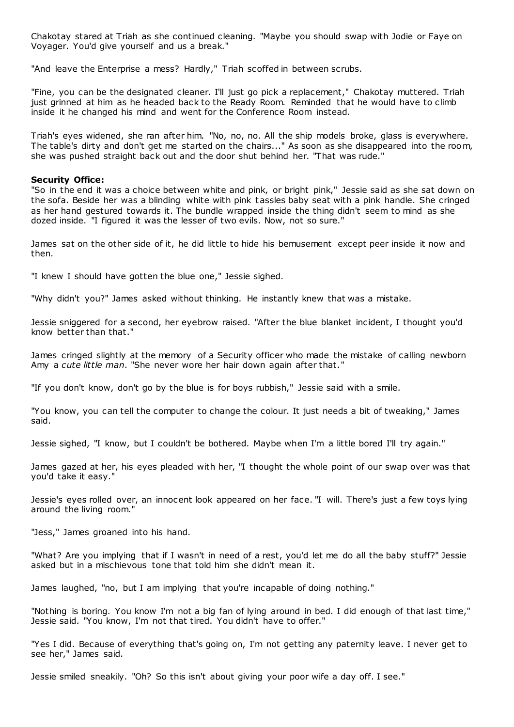Chakotay stared at Triah as she continued cleaning. "Maybe you should swap with Jodie or Faye on Voyager. You'd give yourself and us a break."

"And leave the Enterprise a mess? Hardly," Triah scoffed in between scrubs.

"Fine, you can be the designated cleaner. I'll just go pick a replacement," Chakotay muttered. Triah just grinned at him as he headed back to the Ready Room. Reminded that he would have to climb inside it he changed his mind and went for the Conference Room instead.

Triah's eyes widened, she ran after him. "No, no, no. All the ship models broke, glass is everywhere. The table's dirty and don't get me started on the chairs..." As soon as she disappeared into the room, she was pushed straight back out and the door shut behind her. "That was rude."

**Security Office:**

"So in the end it was a choice between white and pink, or bright pink," Jessie said as she sat down on the sofa. Beside her was a blinding white with pink tassles baby seat with a pink handle. She cringed as her hand gestured towards it. The bundle wrapped inside the thing didn't seem to mind as she dozed inside. "I figured it was the lesser of two evils. Now, not so sure."

James sat on the other side of it, he did little to hide his bemusement except peer inside it now and then.

"I knew I should have gotten the blue one," Jessie sighed.

"Why didn't you?" James asked without thinking. He instantly knew that was a mistake.

Jessie sniggered for a second, her eyebrow raised. "After the blue blanket incident, I thought you'd know better than that."

James cringed slightly at the memory of a Security officer who made the mistake of calling newborn Amy a *cute little man*. "She never wore her hair down again after that."

"If you don't know, don't go by the blue is for boys rubbish," Jessie said with a smile.

"You know, you can tell the computer to change the colour. It just needs a bit of tweaking," James said.

Jessie sighed, "I know, but I couldn't be bothered. Maybe when I'm a little bored I'll try again."

James gazed at her, his eyes pleaded with her, "I thought the whole point of our swap over was that you'd take it easy."

Jessie's eyes rolled over, an innocent look appeared on her face. "I will. There's just a few toys lying around the living room."

"Jess," James groaned into his hand.

"What? Are you implying that if I wasn't in need of a rest, you'd let me do all the baby stuff?" Jessie asked but in a mischievous tone that told him she didn't mean it.

James laughed, "no, but I am implying that you're incapable of doing nothing."

"Nothing is boring. You know I'm not a big fan of lying around in bed. I did enough of that last time," Jessie said. "You know, I'm not that tired. You didn't have to offer."

"Yes I did. Because of everything that's going on, I'm not getting any paternity leave. I never get to see her," James said.

Jessie smiled sneakily. "Oh? So this isn't about giving your poor wife a day off. I see."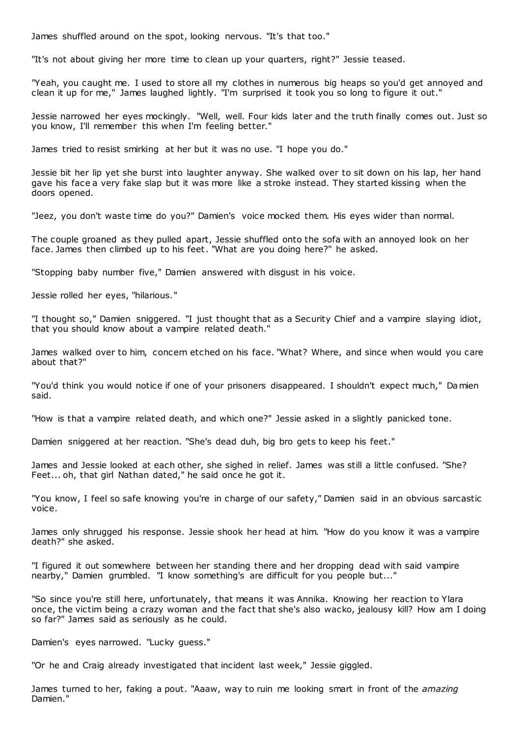James shuffled around on the spot, looking nervous. "It's that too."

"It's not about giving her more time to clean up your quarters, right?" Jessie teased.

"Yeah, you caught me. I used to store all my clothes in numerous big heaps so you'd get annoyed and clean it up for me," James laughed lightly. "I'm surprised it took you so long to figure it out."

Jessie narrowed her eyes mockingly. "Well, well. Four kids later and the truth finally comes out. Just so you know, I'll remember this when I'm feeling better."

James tried to resist smirking at her but it was no use. "I hope you do."

Jessie bit her lip yet she burst into laughter anyway. She walked over to sit down on his lap, her hand gave his face a very fake slap but it was more like a stroke instead. They started kissing when the doors opened.

"Jeez, you don't waste time do you?" Damien's voice mocked them. His eyes wider than normal.

The couple groaned as they pulled apart, Jessie shuffled onto the sofa with an annoyed look on her face. James then climbed up to his feet. "What are you doing here?" he asked.

"Stopping baby number five," Damien answered with disgust in his voice.

Jessie rolled her eyes, "hilarious."

"I thought so," Damien sniggered. "I just thought that as a Security Chief and a vampire slaying idiot, that you should know about a vampire related death."

James walked over to him, concern etched on his face. "What? Where, and since when would you care about that?"

"You'd think you would notice if one of your prisoners disappeared. I shouldn't expect much," Damien said.

"How is that a vampire related death, and which one?" Jessie asked in a slightly panicked tone.

Damien sniggered at her reaction. "She's dead duh, big bro gets to keep his feet."

James and Jessie looked at each other, she sighed in relief. James was still a little confused. "She? Feet... oh, that girl Nathan dated," he said once he got it.

"You know, I feel so safe knowing you're in charge of our safety," Damien said in an obvious sarcastic voice.

James only shrugged his response. Jessie shook her head at him. "How do you know it was a vampire death?" she asked.

"I figured it out somewhere between her standing there and her dropping dead with said vampire nearby," Damien grumbled. "I know something's are difficult for you people but..."

"So since you're still here, unfortunately, that means it was Annika. Knowing her reaction to Ylara once, the victim being a crazy woman and the fact that she's also wacko, jealousy kill? How am I doing so far?" James said as seriously as he could.

Damien's eyes narrowed. "Lucky guess."

"Or he and Craig already investigated that incident last week," Jessie giggled.

James turned to her, faking a pout. "Aaaw, way to ruin me looking smart in front of the *amazing* Damien."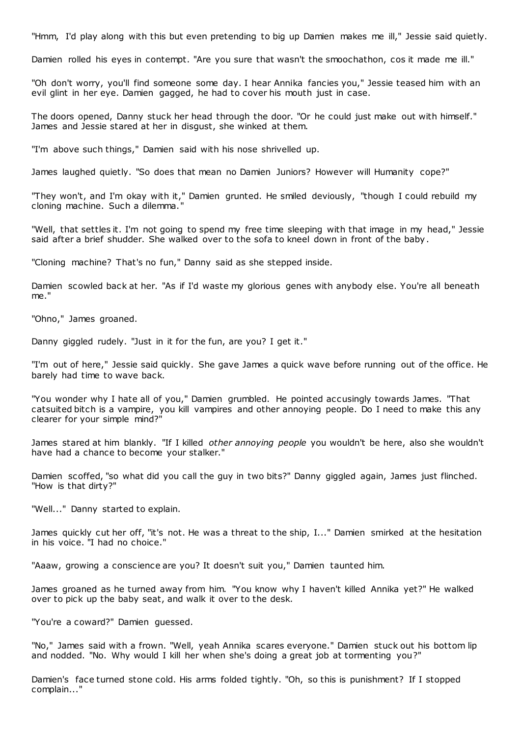"Hmm, I'd play along with this but even pretending to big up Damien makes me ill," Jessie said quietly.

Damien rolled his eyes in contempt. "Are you sure that wasn't the smoochathon, cos it made me ill."

"Oh don't worry, you'll find someone some day. I hear Annika fancies you," Jessie teased him with an evil glint in her eye. Damien gagged, he had to cover his mouth just in case.

The doors opened, Danny stuck her head through the door. "Or he could just make out with himself." James and Jessie stared at her in disgust, she winked at them.

"I'm above such things," Damien said with his nose shrivelled up.

James laughed quietly. "So does that mean no Damien Juniors? However will Humanity cope?"

"They won't, and I'm okay with it," Damien grunted. He smiled deviously, "though I could rebuild my cloning machine. Such a dilemma."

"Well, that settles it. I'm not going to spend my free time sleeping with that image in my head," Jessie said after a brief shudder. She walked over to the sofa to kneel down in front of the baby.

"Cloning machine? That's no fun," Danny said as she stepped inside.

Damien scowled back at her. "As if I'd waste my glorious genes with anybody else. You're all beneath me."

"Ohno," James groaned.

Danny giggled rudely. "Just in it for the fun, are you? I get it."

"I'm out of here," Jessie said quickly. She gave James a quick wave before running out of the office. He barely had time to wave back.

"You wonder why I hate all of you," Damien grumbled. He pointed accusingly towards James. "That catsuited bitch is a vampire, you kill vampires and other annoying people. Do I need to make this any clearer for your simple mind?"

James stared at him blankly. "If I killed *other annoying people* you wouldn't be here, also she wouldn't have had a chance to become your stalker."

Damien scoffed, "so what did you call the guy in two bits?" Danny giggled again, James just flinched. "How is that dirty?"

"Well..." Danny started to explain.

James quickly cut her off, "it's not. He was a threat to the ship, I..." Damien smirked at the hesitation in his voice. "I had no choice."

"Aaaw, growing a conscience are you? It doesn't suit you," Damien taunted him.

James groaned as he turned away from him. "You know why I haven't killed Annika yet?" He walked over to pick up the baby seat, and walk it over to the desk.

"You're a coward?" Damien guessed.

"No," James said with a frown. "Well, yeah Annika scares everyone." Damien stuck out his bottom lip and nodded. "No. Why would I kill her when she's doing a great job at tormenting you?"

Damien's face turned stone cold. His arms folded tightly. "Oh, so this is punishment? If I stopped complain..."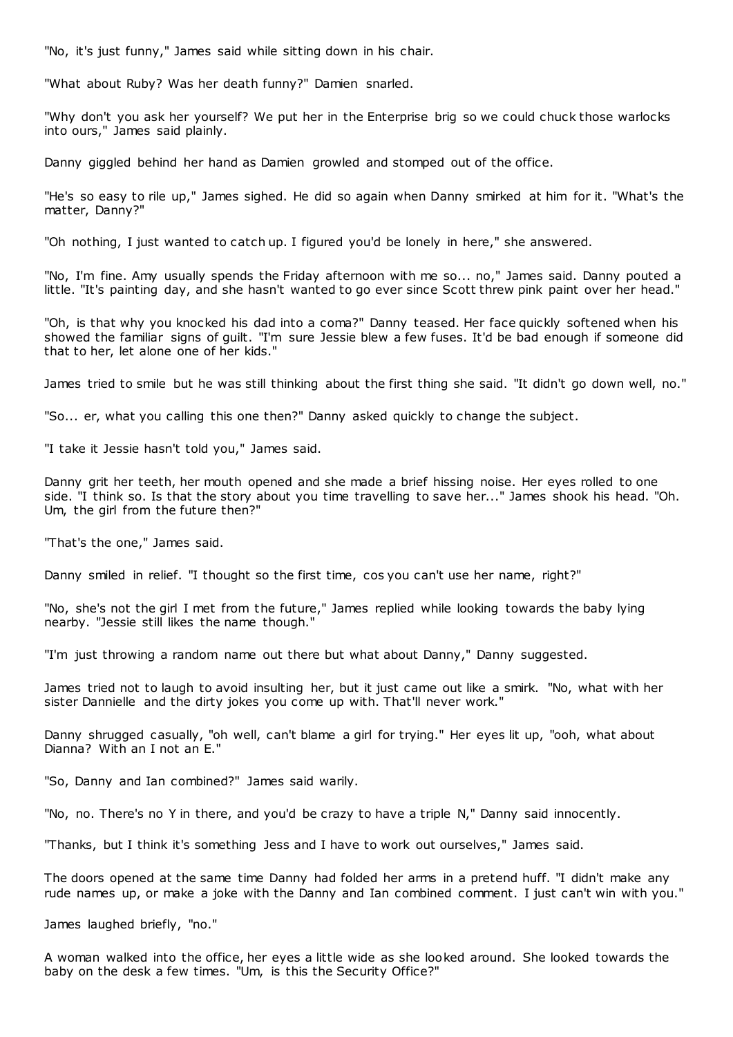"No, it's just funny," James said while sitting down in his chair.

"What about Ruby? Was her death funny?" Damien snarled.

"Why don't you ask her yourself? We put her in the Enterprise brig so we could chuck those warlocks into ours," James said plainly.

Danny giggled behind her hand as Damien growled and stomped out of the office.

"He's so easy to rile up," James sighed. He did so again when Danny smirked at him for it. "What's the matter, Danny?"

"Oh nothing, I just wanted to catch up. I figured you'd be lonely in here," she answered.

"No, I'm fine. Amy usually spends the Friday afternoon with me so... no," James said. Danny pouted a little. "It's painting day, and she hasn't wanted to go ever since Scott threw pink paint over her head."

"Oh, is that why you knocked his dad into a coma?" Danny teased. Her face quickly softened when his showed the familiar signs of guilt. "I'm sure Jessie blew a few fuses. It'd be bad enough if someone did that to her, let alone one of her kids."

James tried to smile but he was still thinking about the first thing she said. "It didn't go down well, no."

"So... er, what you calling this one then?" Danny asked quickly to change the subject.

"I take it Jessie hasn't told you," James said.

Danny grit her teeth, her mouth opened and she made a brief hissing noise. Her eyes rolled to one side. "I think so. Is that the story about you time travelling to save her..." James shook his head. "Oh. Um, the girl from the future then?"

"That's the one," James said.

Danny smiled in relief. "I thought so the first time, cos you can't use her name, right?"

"No, she's not the girl I met from the future," James replied while looking towards the baby lying nearby. "Jessie still likes the name though."

"I'm just throwing a random name out there but what about Danny," Danny suggested.

James tried not to laugh to avoid insulting her, but it just came out like a smirk. "No, what with her sister Dannielle and the dirty jokes you come up with. That'll never work."

Danny shrugged casually, "oh well, can't blame a girl for trying." Her eyes lit up, "ooh, what about Dianna? With an I not an E."

"So, Danny and Ian combined?" James said warily.

"No, no. There's no Y in there, and you'd be crazy to have a triple N," Danny said innocently.

"Thanks, but I think it's something Jess and I have to work out ourselves," James said.

The doors opened at the same time Danny had folded her arms in a pretend huff. "I didn't make any rude names up, or make a joke with the Danny and Ian combined comment. I just can't win with you."

James laughed briefly, "no."

A woman walked into the office, her eyes a little wide as she looked around. She looked towards the baby on the desk a few times. "Um, is this the Security Office?"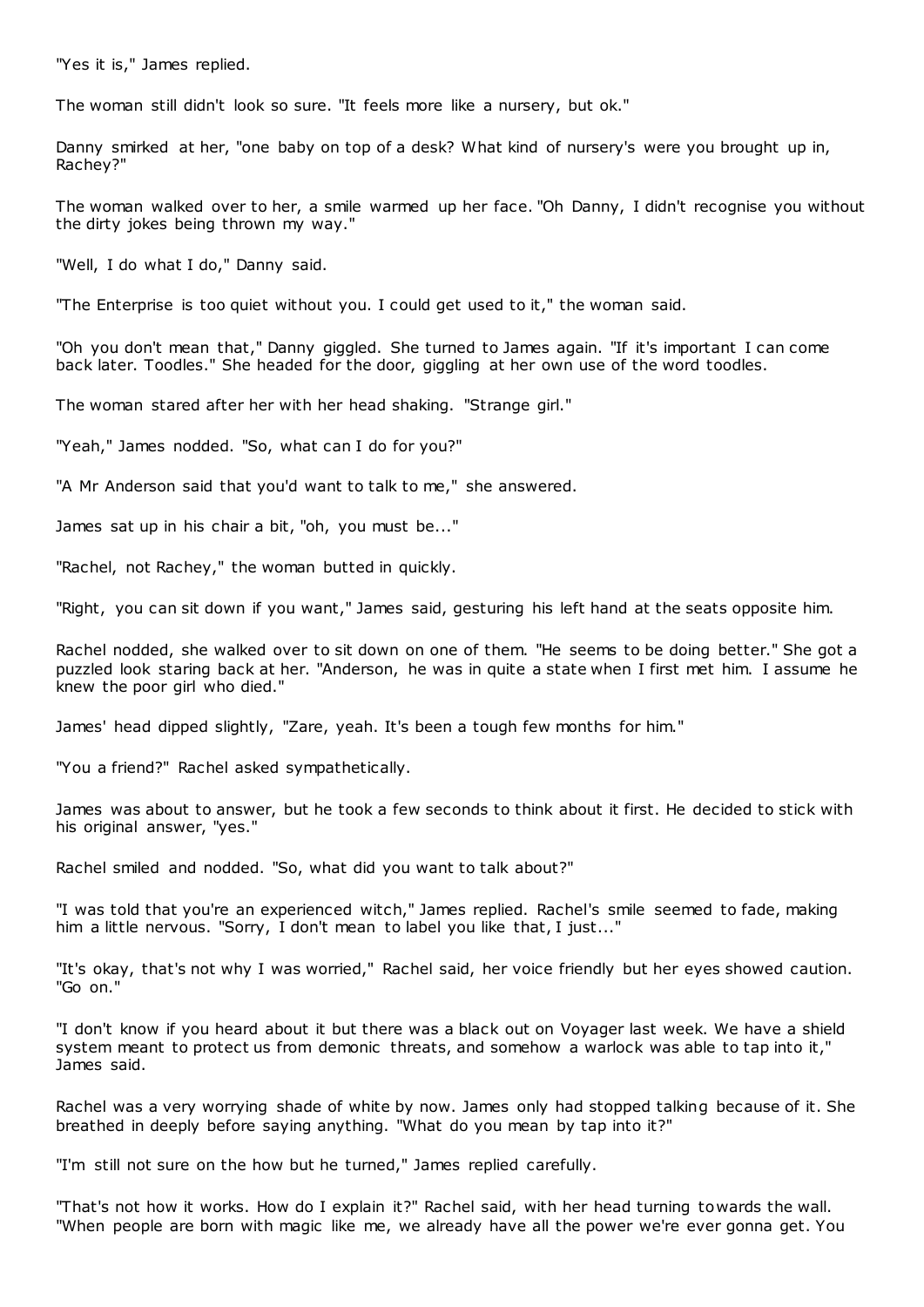"Yes it is," James replied.

The woman still didn't look so sure. "It feels more like a nursery, but ok."

Danny smirked at her, "one baby on top of a desk? What kind of nursery's were you brought up in, Rachey?"

The woman walked over to her, a smile warmed up her face. "Oh Danny, I didn't recognise you without the dirty jokes being thrown my way."

"Well, I do what I do," Danny said.

"The Enterprise is too quiet without you. I could get used to it," the woman said.

"Oh you don't mean that," Danny giggled. She turned to James again. "If it's important I can come back later. Toodles." She headed for the door, giggling at her own use of the word toodles.

The woman stared after her with her head shaking. "Strange girl."

"Yeah," James nodded. "So, what can I do for you?"

"A Mr Anderson said that you'd want to talk to me," she answered.

James sat up in his chair a bit, "oh, you must be..."

"Rachel, not Rachey," the woman butted in quickly.

"Right, you can sit down if you want," James said, gesturing his left hand at the seats opposite him.

Rachel nodded, she walked over to sit down on one of them. "He seems to be doing better." She got a puzzled look staring back at her. "Anderson, he was in quite a state when I first met him. I assume he knew the poor girl who died."

James' head dipped slightly, "Zare, yeah. It's been a tough few months for him."

"You a friend?" Rachel asked sympathetically.

James was about to answer, but he took a few seconds to think about it first. He decided to stick with his original answer, "yes."

Rachel smiled and nodded. "So, what did you want to talk about?"

"I was told that you're an experienced witch," James replied. Rachel's smile seemed to fade, making him a little nervous. "Sorry, I don't mean to label you like that, I just..."

"It's okay, that's not why I was worried," Rachel said, her voice friendly but her eyes showed caution. "Go on."

"I don't know if you heard about it but there was a black out on Voyager last week. We have a shield system meant to protect us from demonic threats, and somehow a warlock was able to tap into it," James said.

Rachel was a very worrying shade of white by now. James only had stopped talking because of it. She breathed in deeply before saying anything. "What do you mean by tap into it?"

"I'm still not sure on the how but he turned," James replied carefully.

"That's not how it works. How do I explain it?" Rachel said, with her head turning towards the wall. "When people are born with magic like me, we already have all the power we're ever gonna get. You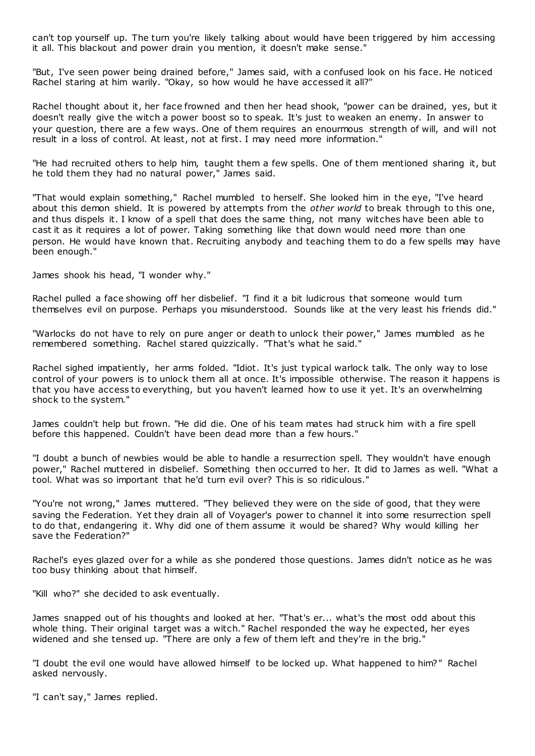can't top yourself up. The turn you're likely talking about would have been triggered by him accessing it all. This blackout and power drain you mention, it doesn't make sense."

"But, I've seen power being drained before," James said, with a confused look on his face. He noticed Rachel staring at him warily. "Okay, so how would he have accessed it all?"

Rachel thought about it, her face frowned and then her head shook, "power can be drained, yes, but it doesn't really give the witch a power boost so to speak. It's just to weaken an enemy. In answer to your question, there are a few ways. One of them requires an enourmous strength of will, and will not result in a loss of control. At least, not at first. I may need more information."

"He had recruited others to help him, taught them a few spells. One of them mentioned sharing it, but he told them they had no natural power," James said.

"That would explain something," Rachel mumbled to herself. She looked him in the eye, "I've heard about this demon shield. It is powered by attempts from the *other world* to break through to this one, and thus dispels it. I know of a spell that does the same thing, not many witches have been able to cast it as it requires a lot of power. Taking something like that down would need more than one person. He would have known that. Recruiting anybody and teaching them to do a few spells may have been enough."

James shook his head, "I wonder why."

Rachel pulled a face showing off her disbelief. "I find it a bit ludicrous that someone would turn themselves evil on purpose. Perhaps you misunderstood. Sounds like at the very least his friends did."

"Warlocks do not have to rely on pure anger or death to unlock their power," James mumbled as he remembered something. Rachel stared quizzically. "That's what he said."

Rachel sighed impatiently, her arms folded. "Idiot. It's just typical warlock talk. The only way to lose control of your powers is to unlock them all at once. It's impossible otherwise. The reason it happens is that you have access to everything, but you haven't learned how to use it yet. It's an overwhelming shock to the system."

James couldn't help but frown. "He did die. One of his team mates had struck him with a fire spell before this happened. Couldn't have been dead more than a few hours."

"I doubt a bunch of newbies would be able to handle a resurrection spell. They wouldn't have enough power," Rachel muttered in disbelief. Something then occurred to her. It did to James as well. "What a tool. What was so important that he'd turn evil over? This is so ridiculous."

"You're not wrong," James muttered. "They believed they were on the side of good, that they were saving the Federation. Yet they drain all of Voyager's power to channel it into some resurrection spell to do that, endangering it. Why did one of them assume it would be shared? Why would killing her save the Federation?"

Rachel's eyes glazed over for a while as she pondered those questions. James didn't notice as he was too busy thinking about that himself.

"Kill who?" she decided to ask eventually.

James snapped out of his thoughts and looked at her. "That's er... what's the most odd about this whole thing. Their original target was a witch." Rachel responded the way he expected, her eyes widened and she tensed up. "There are only a few of them left and they're in the brig."

"I doubt the evil one would have allowed himself to be locked up. What happened to him?" Rachel asked nervously.

"I can't say," James replied.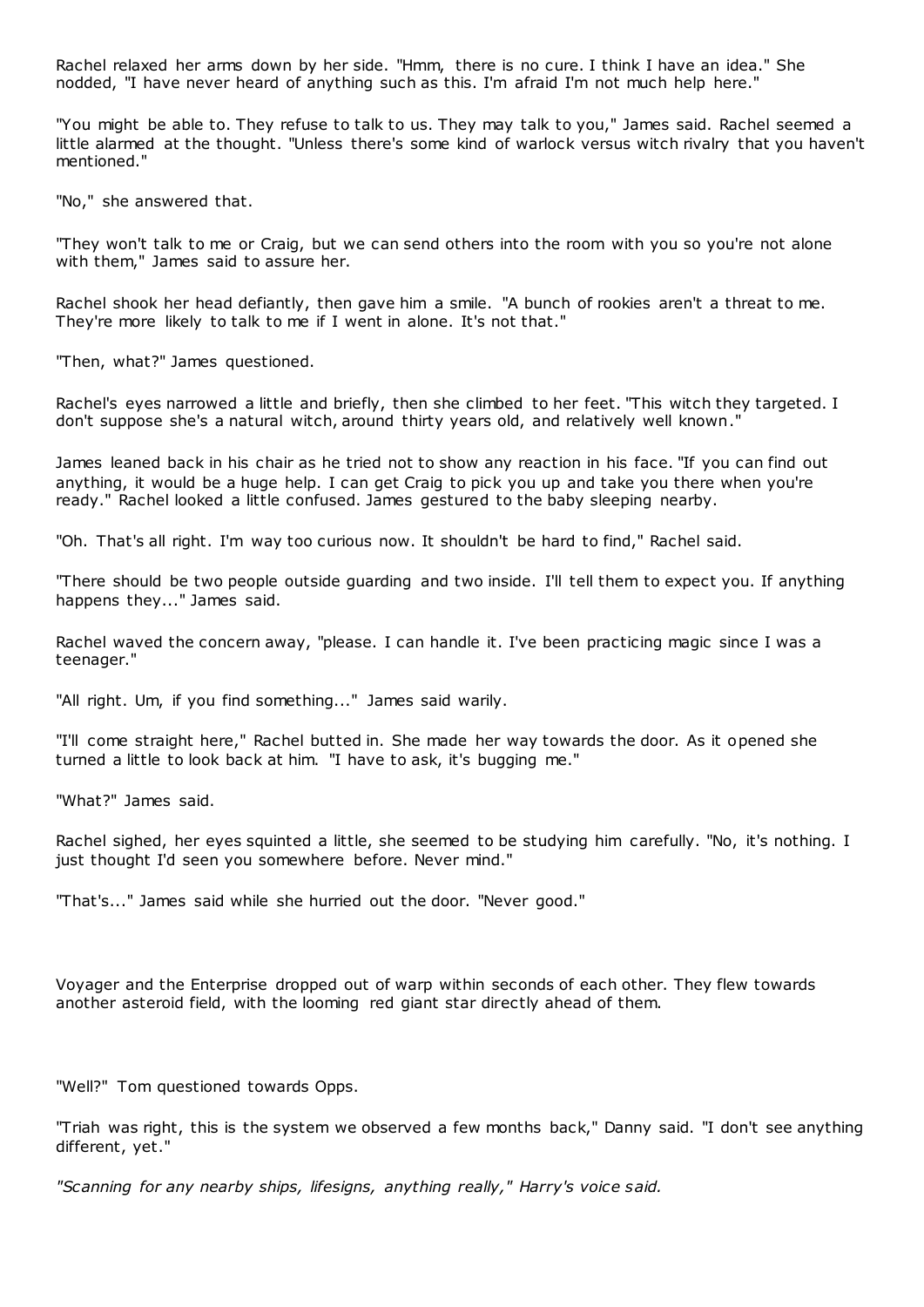Rachel relaxed her arms down by her side. "Hmm, there is no cure. I think I have an idea." She nodded, "I have never heard of anything such as this. I'm afraid I'm not much help here."

"You might be able to. They refuse to talk to us. They may talk to you," James said. Rachel seemed a little alarmed at the thought. "Unless there's some kind of warlock versus witch rivalry that you haven't mentioned."

"No," she answered that.

"They won't talk to me or Craig, but we can send others into the room with you so you're not alone with them," James said to assure her.

Rachel shook her head defiantly, then gave him a smile. "A bunch of rookies aren't a threat to me. They're more likely to talk to me if I went in alone. It's not that."

"Then, what?" James questioned.

Rachel's eyes narrowed a little and briefly, then she climbed to her feet. "This witch they targeted. I don't suppose she's a natural witch, around thirty years old, and relatively well known."

James leaned back in his chair as he tried not to show any reaction in his face. "If you can find out anything, it would be a huge help. I can get Craig to pick you up and take you there when you're ready." Rachel looked a little confused. James gestured to the baby sleeping nearby.

"Oh. That's all right. I'm way too curious now. It shouldn't be hard to find," Rachel said.

"There should be two people outside guarding and two inside. I'll tell them to expect you. If anything happens they..." James said.

Rachel waved the concern away, "please. I can handle it. I've been practicing magic since I was a teenager."

"All right. Um, if you find something..." James said warily.

"I'll come straight here," Rachel butted in. She made her way towards the door. As it opened she turned a little to look back at him. "I have to ask, it's bugging me."

"What?" James said.

Rachel sighed, her eyes squinted a little, she seemed to be studying him carefully. "No, it's nothing. I just thought I'd seen you somewhere before. Never mind."

"That's..." James said while she hurried out the door. "Never good."

Voyager and the Enterprise dropped out of warp within seconds of each other. They flew towards another asteroid field, with the looming red giant star directly ahead of them.

"Well?" Tom questioned towards Opps.

"Triah was right, this is the system we observed a few months back," Danny said. "I don't see anything different, yet."

*"Scanning for any nearby ships, lifesigns, anything really," Harry's voice said.*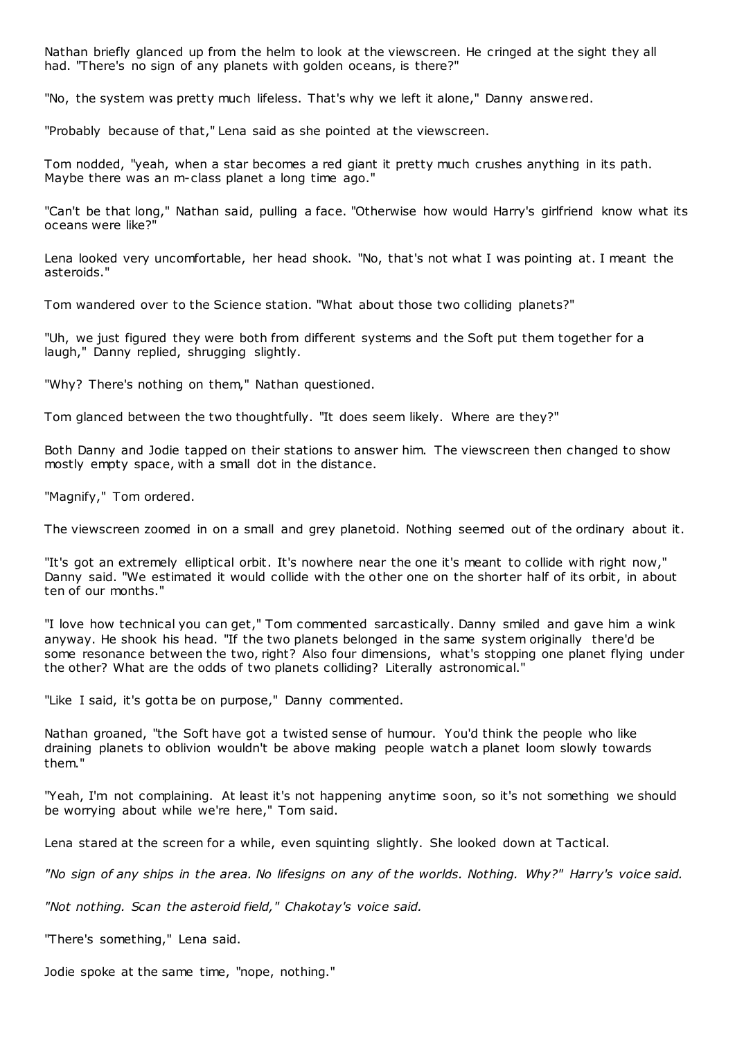Nathan briefly glanced up from the helm to look at the viewscreen. He cringed at the sight they all had. "There's no sign of any planets with golden oceans, is there?"

"No, the system was pretty much lifeless. That's why we left it alone," Danny answered.

"Probably because of that," Lena said as she pointed at the viewscreen.

Tom nodded, "yeah, when a star becomes a red giant it pretty much crushes anything in its path. Maybe there was an m-class planet a long time ago."

"Can't be that long," Nathan said, pulling a face. "Otherwise how would Harry's girlfriend know what its oceans were like?"

Lena looked very uncomfortable, her head shook. "No, that's not what I was pointing at. I meant the asteroids."

Tom wandered over to the Science station. "What about those two colliding planets?"

"Uh, we just figured they were both from different systems and the Soft put them together for a laugh," Danny replied, shrugging slightly.

"Why? There's nothing on them," Nathan questioned.

Tom glanced between the two thoughtfully. "It does seem likely. Where are they?"

Both Danny and Jodie tapped on their stations to answer him. The viewscreen then changed to show mostly empty space, with a small dot in the distance.

"Magnify," Tom ordered.

The viewscreen zoomed in on a small and grey planetoid. Nothing seemed out of the ordinary about it.

"It's got an extremely elliptical orbit. It's nowhere near the one it's meant to collide with right now," Danny said. "We estimated it would collide with the other one on the shorter half of its orbit, in about ten of our months."

"I love how technical you can get," Tom commented sarcastically. Danny smiled and gave him a wink anyway. He shook his head. "If the two planets belonged in the same system originally there'd be some resonance between the two, right? Also four dimensions, what's stopping one planet flying under the other? What are the odds of two planets colliding? Literally astronomical."

"Like I said, it's gotta be on purpose," Danny commented.

Nathan groaned, "the Soft have got a twisted sense of humour. You'd think the people who like draining planets to oblivion wouldn't be above making people watch a planet loom slowly towards them."

"Yeah, I'm not complaining. At least it's not happening anytime soon, so it's not something we should be worrying about while we're here," Tom said.

Lena stared at the screen for a while, even squinting slightly. She looked down at Tactical.

*"No sign of any ships in the area. No lifesigns on any of the worlds. Nothing. Why?" Harry's voice said.*

*"Not nothing. Scan the asteroid field," Chakotay's voice said.*

"There's something," Lena said.

Jodie spoke at the same time, "nope, nothing."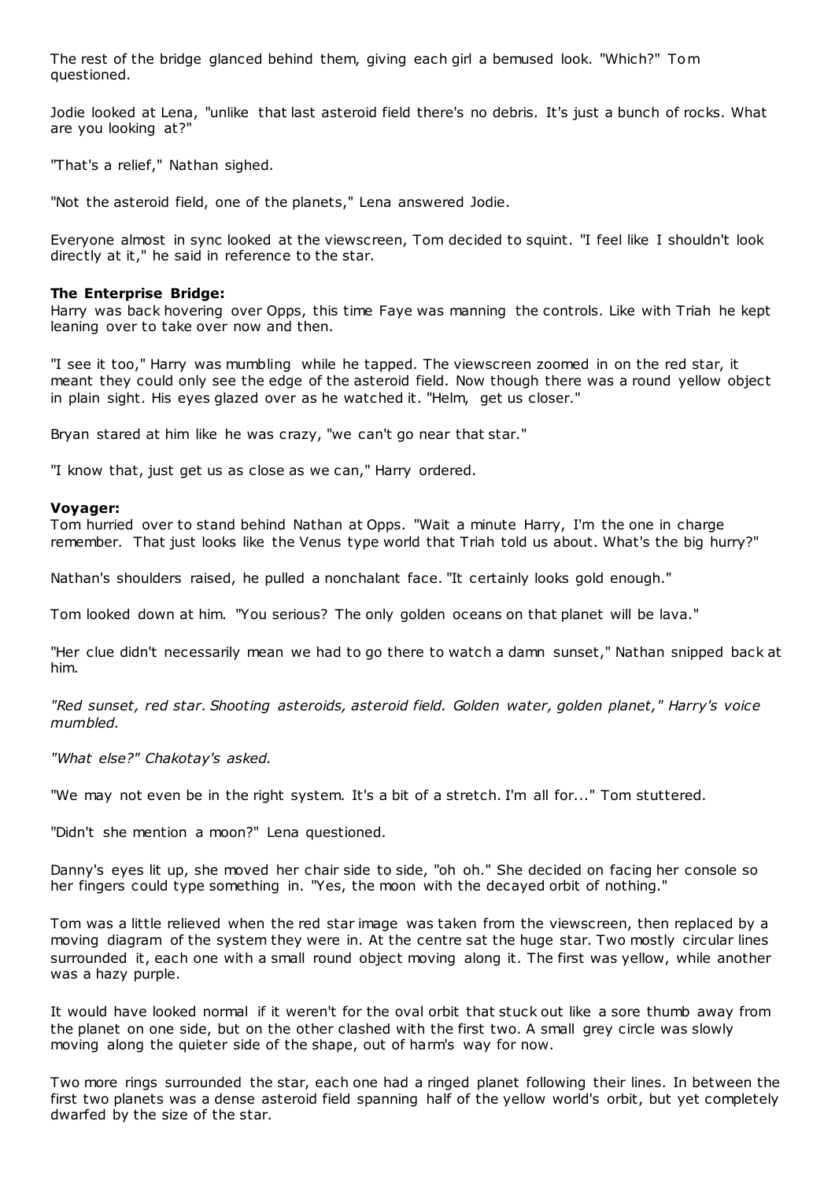The rest of the bridge glanced behind them, giving each girl a bemused look. "Which?" Tom questioned.

Jodie looked at Lena, "unlike that last asteroid field there's no debris. It's just a bunch of rocks. What are you looking at?"

"That's a relief," Nathan sighed.

"Not the asteroid field, one of the planets," Lena answered Jodie.

Everyone almost in sync looked at the viewscreen, Tom decided to squint. "I feel like I shouldn't look directly at it," he said in reference to the star.

**The Enterprise Bridge:**
Harry was back hovering over Opps, this time Faye was manning the controls. Like with Triah he kept leaning over to take over now and then.

"I see it too," Harry was mumbling while he tapped. The viewscreen zoomed in on the red star, it meant they could only see the edge of the asteroid field. Now though there was a round yellow object in plain sight. His eyes glazed over as he watched it. "Helm, get us closer."

Bryan stared at him like he was crazy, "we can't go near that star."

"I know that, just get us as close as we can," Harry ordered.

**Voyager:**
Tom hurried over to stand behind Nathan at Opps. "Wait a minute Harry, I'm the one in charge remember. That just looks like the Venus type world that Triah told us about. What's the big hurry?"

Nathan's shoulders raised, he pulled a nonchalant face. "It certainly looks gold enough."

Tom looked down at him. "You serious? The only golden oceans on that planet will be lava."

"Her clue didn't necessarily mean we had to go there to watch a damn sunset," Nathan snipped back at him.

*"Red sunset, red star. Shooting asteroids, asteroid field. Golden water, golden planet," Harry's voice mumbled.*

*"What else?" Chakotay's asked.*

"We may not even be in the right system. It's a bit of a stretch. I'm all for..." Tom stuttered.

"Didn't she mention a moon?" Lena questioned.

Danny's eyes lit up, she moved her chair side to side, "oh oh." She decided on facing her console so her fingers could type something in. "Yes, the moon with the decayed orbit of nothing."

Tom was a little relieved when the red star image was taken from the viewscreen, then replaced by a moving diagram of the system they were in. At the centre sat the huge star. Two mostly circular lines surrounded it, each one with a small round object moving along it. The first was yellow, while another was a hazy purple.

It would have looked normal if it weren't for the oval orbit that stuck out like a sore thumb away from the planet on one side, but on the other clashed with the first two. A small grey circle was slowly moving along the quieter side of the shape, out of harm's way for now.

Two more rings surrounded the star, each one had a ringed planet following their lines. In between the first two planets was a dense asteroid field spanning half of the yellow world's orbit, but yet completely dwarfed by the size of the star.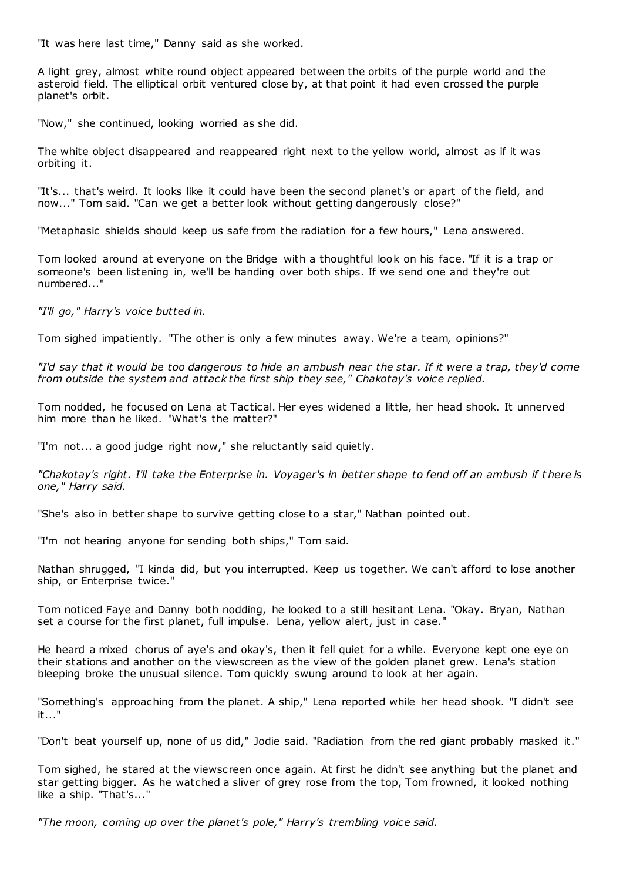"It was here last time," Danny said as she worked.

A light grey, almost white round object appeared between the orbits of the purple world and the asteroid field. The elliptical orbit ventured close by, at that point it had even crossed the purple planet's orbit.

"Now," she continued, looking worried as she did.

The white object disappeared and reappeared right next to the yellow world, almost as if it was orbiting it.

"It's... that's weird. It looks like it could have been the second planet's or apart of the field, and now..." Tom said. "Can we get a better look without getting dangerously close?"

"Metaphasic shields should keep us safe from the radiation for a few hours," Lena answered.

Tom looked around at everyone on the Bridge with a thoughtful look on his face. "If it is a trap or someone's been listening in, we'll be handing over both ships. If we send one and they're out numbered..."

*"I'll go," Harry's voice butted in.*

Tom sighed impatiently. "The other is only a few minutes away. We're a team, opinions?"

*"I'd say that it would be too dangerous to hide an ambush near the star. If it were a trap, they'd come from outside the system and attack the first ship they see," Chakotay's voice replied.*

Tom nodded, he focused on Lena at Tactical. Her eyes widened a little, her head shook. It unnerved him more than he liked. "What's the matter?"

"I'm not... a good judge right now," she reluctantly said quietly.

*"Chakotay's right. I'll take the Enterprise in. Voyager's in better shape to fend off an ambush if there is one," Harry said.*

"She's also in better shape to survive getting close to a star," Nathan pointed out.

"I'm not hearing anyone for sending both ships," Tom said.

Nathan shrugged, "I kinda did, but you interrupted. Keep us together. We can't afford to lose another ship, or Enterprise twice."

Tom noticed Faye and Danny both nodding, he looked to a still hesitant Lena. "Okay. Bryan, Nathan set a course for the first planet, full impulse. Lena, yellow alert, just in case."

He heard a mixed chorus of aye's and okay's, then it fell quiet for a while. Everyone kept one eye on their stations and another on the viewscreen as the view of the golden planet grew. Lena's station bleeping broke the unusual silence. Tom quickly swung around to look at her again.

"Something's approaching from the planet. A ship," Lena reported while her head shook. "I didn't see it..."

"Don't beat yourself up, none of us did," Jodie said. "Radiation from the red giant probably masked it."

Tom sighed, he stared at the viewscreen once again. At first he didn't see anything but the planet and star getting bigger. As he watched a sliver of grey rose from the top, Tom frowned, it looked nothing like a ship. "That's..."

*"The moon, coming up over the planet's pole," Harry's trembling voice said.*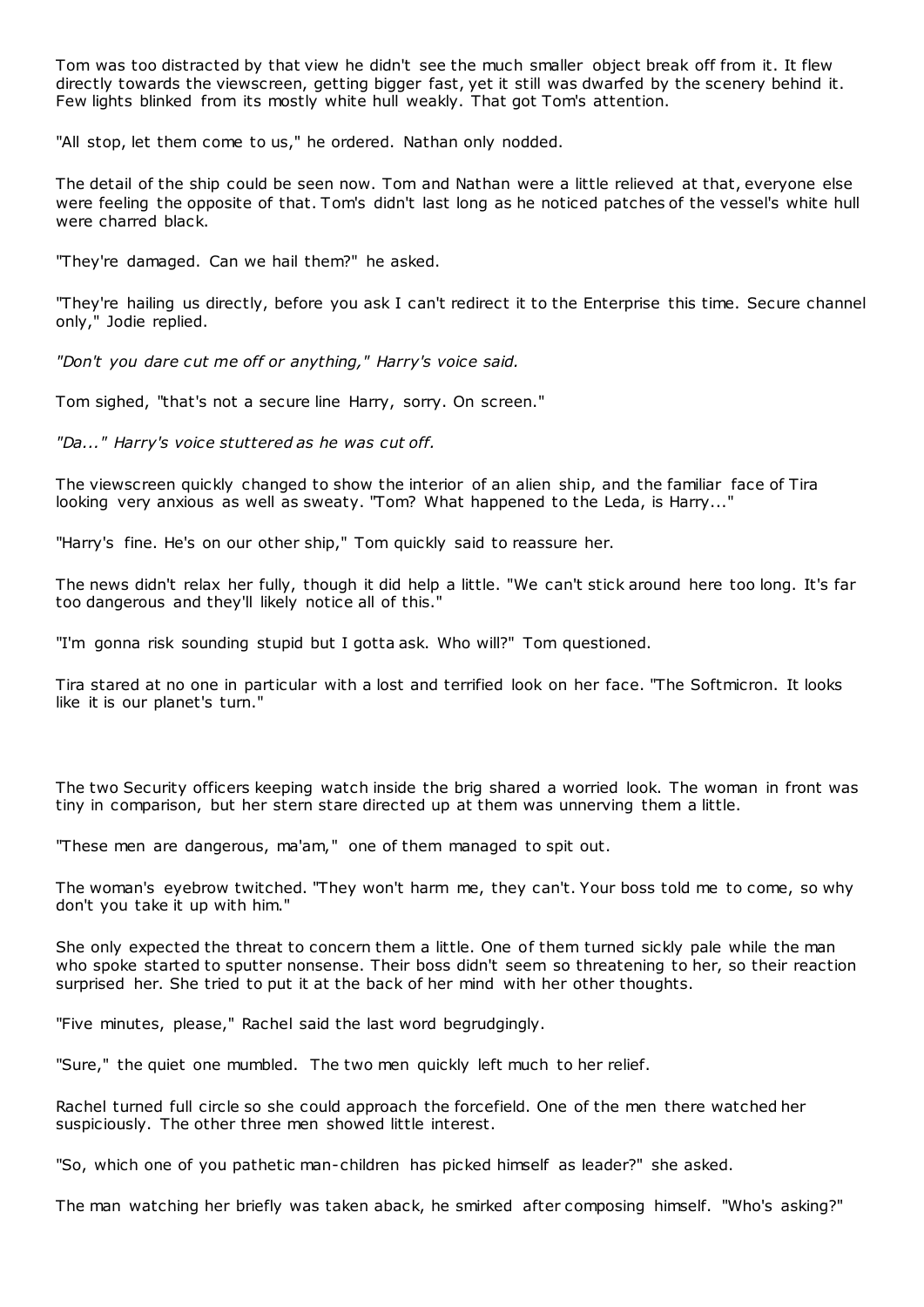Tom was too distracted by that view he didn't see the much smaller object break off from it. It flew directly towards the viewscreen, getting bigger fast, yet it still was dwarfed by the scenery behind it. Few lights blinked from its mostly white hull weakly. That got Tom's attention.

"All stop, let them come to us," he ordered. Nathan only nodded.

The detail of the ship could be seen now. Tom and Nathan were a little relieved at that, everyone else were feeling the opposite of that. Tom's didn't last long as he noticed patches of the vessel's white hull were charred black.

"They're damaged. Can we hail them?" he asked.

"They're hailing us directly, before you ask I can't redirect it to the Enterprise this time. Secure channel only," Jodie replied.

*"Don't you dare cut me off or anything," Harry's voice said.*

Tom sighed, "that's not a secure line Harry, sorry. On screen."

*"Da..." Harry's voice stuttered as he was cut off.*

The viewscreen quickly changed to show the interior of an alien ship, and the familiar face of Tira looking very anxious as well as sweaty. "Tom? What happened to the Leda, is Harry..."

"Harry's fine. He's on our other ship," Tom quickly said to reassure her.

The news didn't relax her fully, though it did help a little. "We can't stick around here too long. It's far too dangerous and they'll likely notice all of this."

"I'm gonna risk sounding stupid but I gotta ask. Who will?" Tom questioned.

Tira stared at no one in particular with a lost and terrified look on her face. "The Softmicron. It looks like it is our planet's turn."

The two Security officers keeping watch inside the brig shared a worried look. The woman in front was tiny in comparison, but her stern stare directed up at them was unnerving them a little.

"These men are dangerous, ma'am," one of them managed to spit out.

The woman's eyebrow twitched. "They won't harm me, they can't. Your boss told me to come, so why don't you take it up with him."

She only expected the threat to concern them a little. One of them turned sickly pale while the man who spoke started to sputter nonsense. Their boss didn't seem so threatening to her, so their reaction surprised her. She tried to put it at the back of her mind with her other thoughts.

"Five minutes, please," Rachel said the last word begrudgingly.

"Sure," the quiet one mumbled. The two men quickly left much to her relief.

Rachel turned full circle so she could approach the forcefield. One of the men there watched her suspiciously. The other three men showed little interest.

"So, which one of you pathetic man-children has picked himself as leader?" she asked.

The man watching her briefly was taken aback, he smirked after composing himself. "Who's asking?"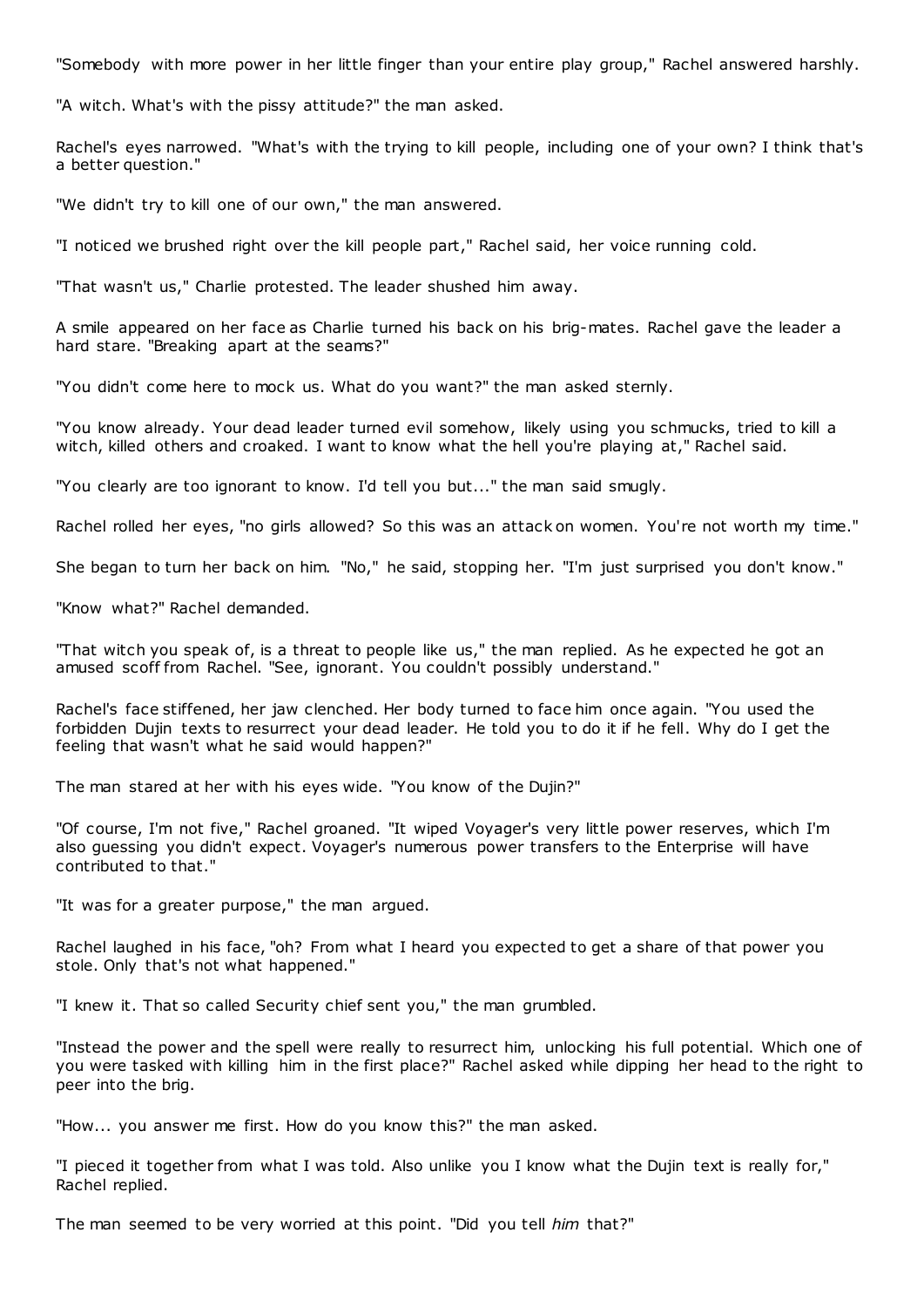"Somebody with more power in her little finger than your entire play group," Rachel answered harshly.

"A witch. What's with the pissy attitude?" the man asked.

Rachel's eyes narrowed. "What's with the trying to kill people, including one of your own? I think that's a better question."

"We didn't try to kill one of our own," the man answered.

"I noticed we brushed right over the kill people part," Rachel said, her voice running cold.

"That wasn't us," Charlie protested. The leader shushed him away.

A smile appeared on her face as Charlie turned his back on his brig-mates. Rachel gave the leader a hard stare. "Breaking apart at the seams?"

"You didn't come here to mock us. What do you want?" the man asked sternly.

"You know already. Your dead leader turned evil somehow, likely using you schmucks, tried to kill a witch, killed others and croaked. I want to know what the hell you're playing at," Rachel said.

"You clearly are too ignorant to know. I'd tell you but..." the man said smugly.

Rachel rolled her eyes, "no girls allowed? So this was an attack on women. You're not worth my time."

She began to turn her back on him. "No," he said, stopping her. "I'm just surprised you don't know."

"Know what?" Rachel demanded.

"That witch you speak of, is a threat to people like us," the man replied. As he expected he got an amused scoff from Rachel. "See, ignorant. You couldn't possibly understand."

Rachel's face stiffened, her jaw clenched. Her body turned to face him once again. "You used the forbidden Dujin texts to resurrect your dead leader. He told you to do it if he fell. Why do I get the feeling that wasn't what he said would happen?"

The man stared at her with his eyes wide. "You know of the Dujin?"

"Of course, I'm not five," Rachel groaned. "It wiped Voyager's very little power reserves, which I'm also guessing you didn't expect. Voyager's numerous power transfers to the Enterprise will have contributed to that."

"It was for a greater purpose," the man argued.

Rachel laughed in his face, "oh? From what I heard you expected to get a share of that power you stole. Only that's not what happened."

"I knew it. That so called Security chief sent you," the man grumbled.

"Instead the power and the spell were really to resurrect him, unlocking his full potential. Which one of you were tasked with killing him in the first place?" Rachel asked while dipping her head to the right to peer into the brig.

"How... you answer me first. How do you know this?" the man asked.

"I pieced it together from what I was told. Also unlike you I know what the Dujin text is really for," Rachel replied.

The man seemed to be very worried at this point. "Did you tell *him* that?"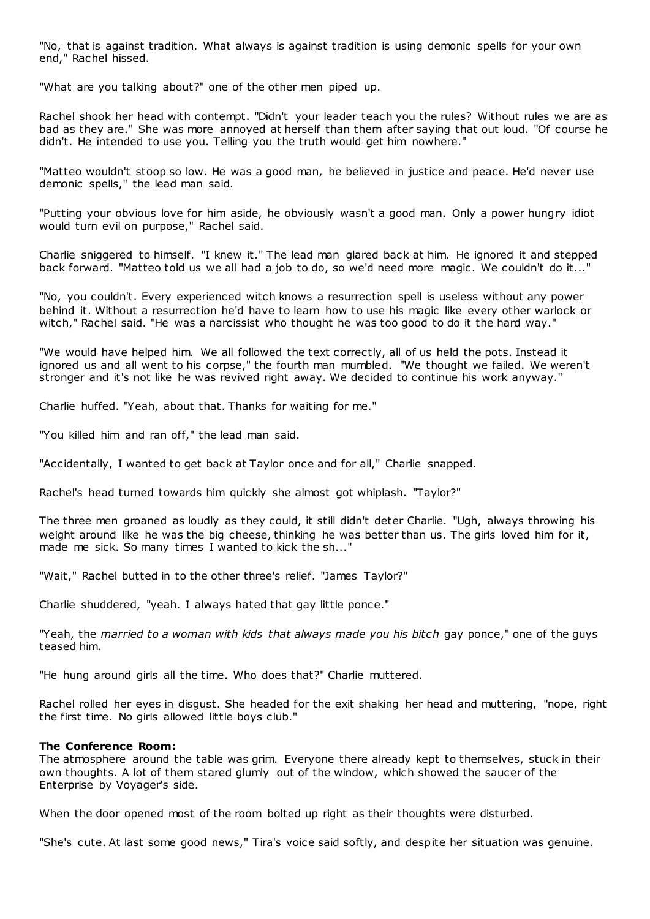"No, that is against tradition. What always is against tradition is using demonic spells for your own end," Rachel hissed.

"What are you talking about?" one of the other men piped up.

Rachel shook her head with contempt. "Didn't your leader teach you the rules? Without rules we are as bad as they are." She was more annoyed at herself than them after saying that out loud. "Of course he didn't. He intended to use you. Telling you the truth would get him nowhere."

"Matteo wouldn't stoop so low. He was a good man, he believed in justice and peace. He'd never use demonic spells," the lead man said.

"Putting your obvious love for him aside, he obviously wasn't a good man. Only a power hungry idiot would turn evil on purpose," Rachel said.

Charlie sniggered to himself. "I knew it." The lead man glared back at him. He ignored it and stepped back forward. "Matteo told us we all had a job to do, so we'd need more magic. We couldn't do it..."

"No, you couldn't. Every experienced witch knows a resurrection spell is useless without any power behind it. Without a resurrection he'd have to learn how to use his magic like every other warlock or witch," Rachel said. "He was a narcissist who thought he was too good to do it the hard way."

"We would have helped him. We all followed the text correctly, all of us held the pots. Instead it ignored us and all went to his corpse," the fourth man mumbled. "We thought we failed. We weren't stronger and it's not like he was revived right away. We decided to continue his work anyway."

Charlie huffed. "Yeah, about that. Thanks for waiting for me."

"You killed him and ran off," the lead man said.

"Accidentally, I wanted to get back at Taylor once and for all," Charlie snapped.

Rachel's head turned towards him quickly she almost got whiplash. "Taylor?"

The three men groaned as loudly as they could, it still didn't deter Charlie. "Ugh, always throwing his weight around like he was the big cheese, thinking he was better than us. The girls loved him for it, made me sick. So many times I wanted to kick the sh..."

"Wait," Rachel butted in to the other three's relief. "James Taylor?"

Charlie shuddered, "yeah. I always hated that gay little ponce."

"Yeah, the *married to a woman with kids that always made you his bitch* gay ponce," one of the guys teased him.

"He hung around girls all the time. Who does that?" Charlie muttered.

Rachel rolled her eyes in disgust. She headed for the exit shaking her head and muttering, "nope, right the first time. No girls allowed little boys club."

**The Conference Room:**
The atmosphere around the table was grim. Everyone there already kept to themselves, stuck in their own thoughts. A lot of them stared glumly out of the window, which showed the saucer of the Enterprise by Voyager's side.

When the door opened most of the room bolted up right as their thoughts were disturbed.

"She's cute. At last some good news," Tira's voice said softly, and despite her situation was genuine.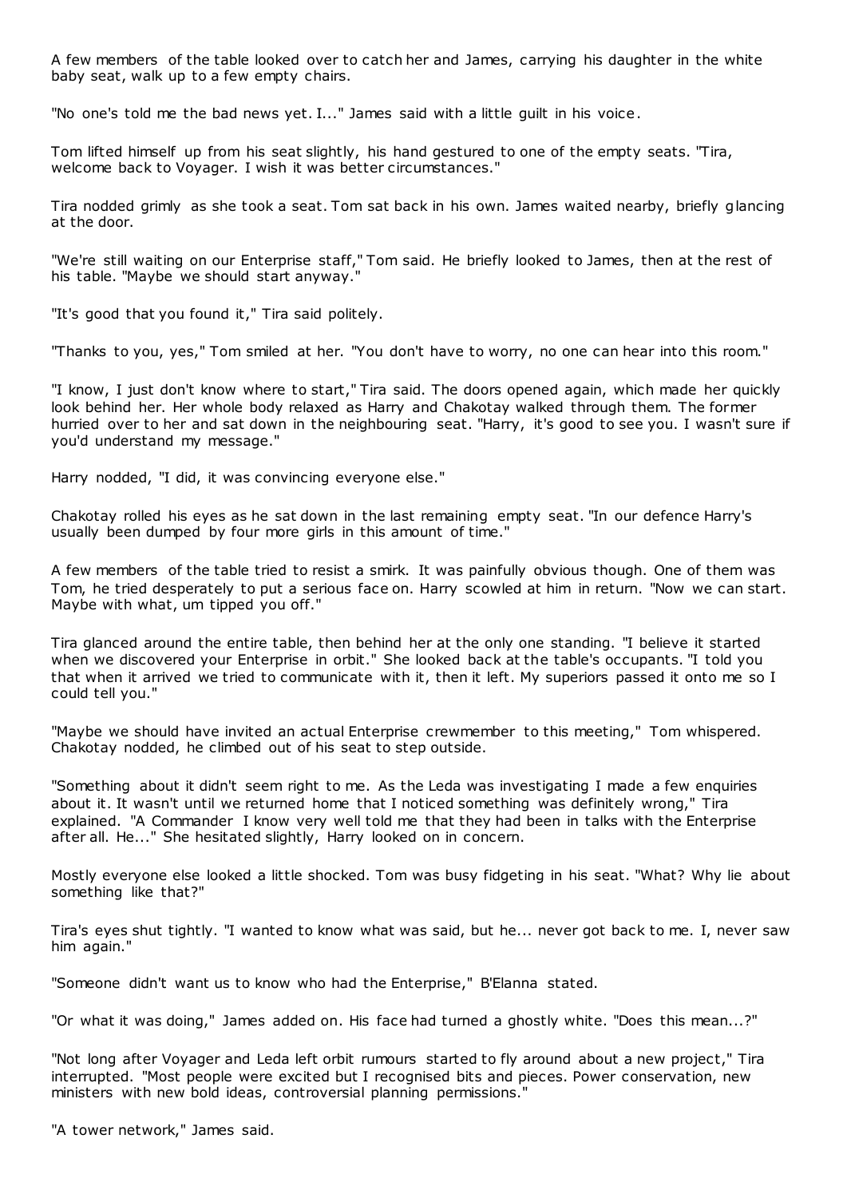A few members of the table looked over to catch her and James, carrying his daughter in the white baby seat, walk up to a few empty chairs.

"No one's told me the bad news yet. I..." James said with a little guilt in his voice.

Tom lifted himself up from his seat slightly, his hand gestured to one of the empty seats. "Tira, welcome back to Voyager. I wish it was better circumstances."

Tira nodded grimly as she took a seat. Tom sat back in his own. James waited nearby, briefly glancing at the door.

"We're still waiting on our Enterprise staff," Tom said. He briefly looked to James, then at the rest of his table. "Maybe we should start anyway."

"It's good that you found it," Tira said politely.

"Thanks to you, yes," Tom smiled at her. "You don't have to worry, no one can hear into this room."

"I know, I just don't know where to start," Tira said. The doors opened again, which made her quickly look behind her. Her whole body relaxed as Harry and Chakotay walked through them. The former hurried over to her and sat down in the neighbouring seat. "Harry, it's good to see you. I wasn't sure if you'd understand my message."

Harry nodded, "I did, it was convincing everyone else."

Chakotay rolled his eyes as he sat down in the last remaining empty seat. "In our defence Harry's usually been dumped by four more girls in this amount of time."

A few members of the table tried to resist a smirk. It was painfully obvious though. One of them was Tom, he tried desperately to put a serious face on. Harry scowled at him in return. "Now we can start. Maybe with what, um tipped you off."

Tira glanced around the entire table, then behind her at the only one standing. "I believe it started when we discovered your Enterprise in orbit." She looked back at the table's occupants. "I told you that when it arrived we tried to communicate with it, then it left. My superiors passed it onto me so I could tell you."

"Maybe we should have invited an actual Enterprise crewmember to this meeting," Tom whispered. Chakotay nodded, he climbed out of his seat to step outside.

"Something about it didn't seem right to me. As the Leda was investigating I made a few enquiries about it. It wasn't until we returned home that I noticed something was definitely wrong," Tira explained. "A Commander I know very well told me that they had been in talks with the Enterprise after all. He..." She hesitated slightly, Harry looked on in concern.

Mostly everyone else looked a little shocked. Tom was busy fidgeting in his seat. "What? Why lie about something like that?"

Tira's eyes shut tightly. "I wanted to know what was said, but he... never got back to me. I, never saw him again."

"Someone didn't want us to know who had the Enterprise," B'Elanna stated.

"Or what it was doing," James added on. His face had turned a ghostly white. "Does this mean...?"

"Not long after Voyager and Leda left orbit rumours started to fly around about a new project," Tira interrupted. "Most people were excited but I recognised bits and pieces. Power conservation, new ministers with new bold ideas, controversial planning permissions."

"A tower network," James said.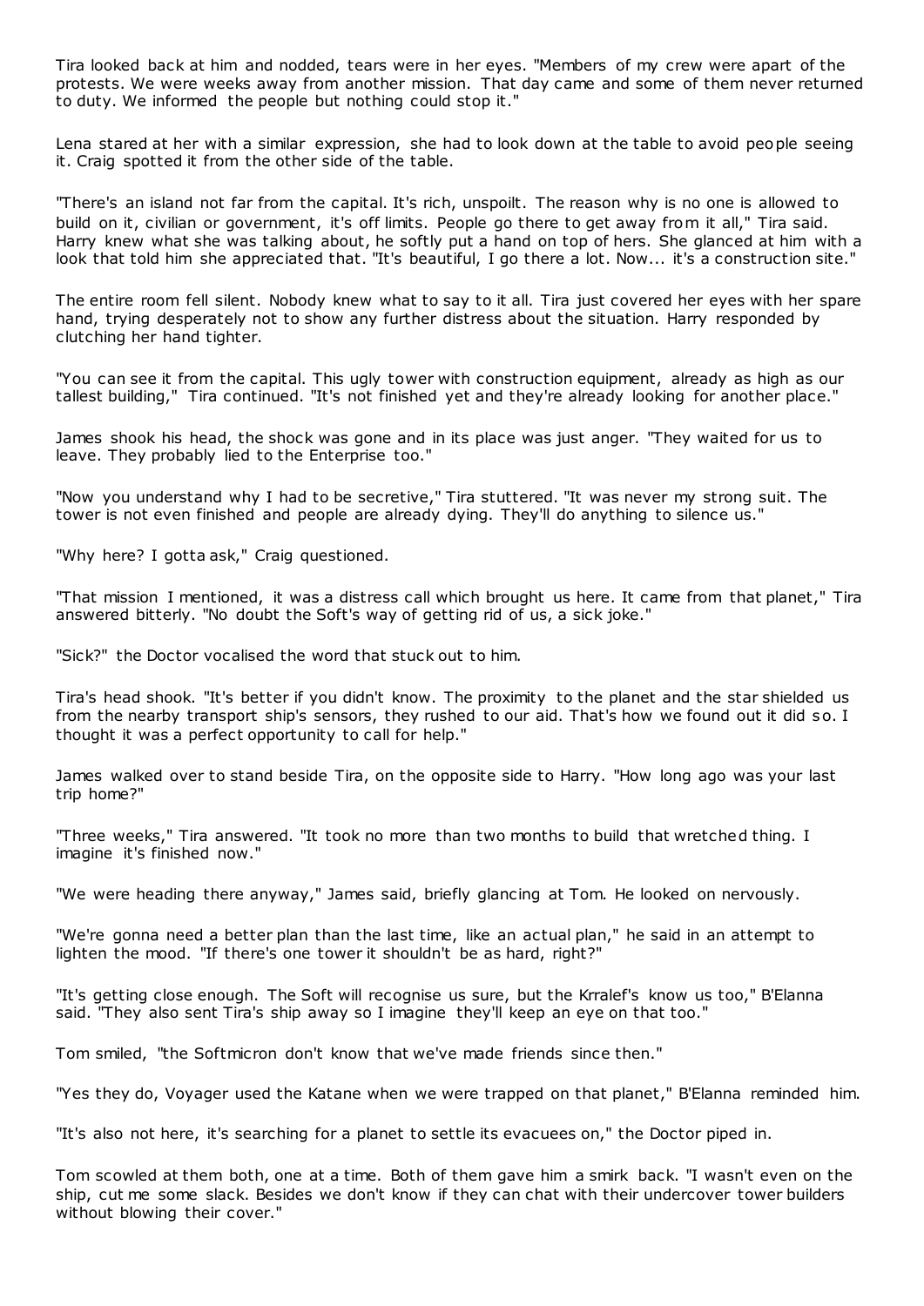Tira looked back at him and nodded, tears were in her eyes. "Members of my crew were apart of the protests. We were weeks away from another mission. That day came and some of them never returned to duty. We informed the people but nothing could stop it."

Lena stared at her with a similar expression, she had to look down at the table to avoid people seeing it. Craig spotted it from the other side of the table.

"There's an island not far from the capital. It's rich, unspoilt. The reason why is no one is allowed to build on it, civilian or government, it's off limits. People go there to get away from it all," Tira said. Harry knew what she was talking about, he softly put a hand on top of hers. She glanced at him with a look that told him she appreciated that. "It's beautiful, I go there a lot. Now... it's a construction site."

The entire room fell silent. Nobody knew what to say to it all. Tira just covered her eyes with her spare hand, trying desperately not to show any further distress about the situation. Harry responded by clutching her hand tighter.

"You can see it from the capital. This ugly tower with construction equipment, already as high as our tallest building," Tira continued. "It's not finished yet and they're already looking for another place."

James shook his head, the shock was gone and in its place was just anger. "They waited for us to leave. They probably lied to the Enterprise too."

"Now you understand why I had to be secretive," Tira stuttered. "It was never my strong suit. The tower is not even finished and people are already dying. They'll do anything to silence us."

"Why here? I gotta ask," Craig questioned.

"That mission I mentioned, it was a distress call which brought us here. It came from that planet," Tira answered bitterly. "No doubt the Soft's way of getting rid of us, a sick joke."

"Sick?" the Doctor vocalised the word that stuck out to him.

Tira's head shook. "It's better if you didn't know. The proximity to the planet and the star shielded us from the nearby transport ship's sensors, they rushed to our aid. That's how we found out it did so. I thought it was a perfect opportunity to call for help."

James walked over to stand beside Tira, on the opposite side to Harry. "How long ago was your last trip home?"

"Three weeks," Tira answered. "It took no more than two months to build that wretched thing. I imagine it's finished now."

"We were heading there anyway," James said, briefly glancing at Tom. He looked on nervously.

"We're gonna need a better plan than the last time, like an actual plan," he said in an attempt to lighten the mood. "If there's one tower it shouldn't be as hard, right?"

"It's getting close enough. The Soft will recognise us sure, but the Krralef's know us too," B'Elanna said. "They also sent Tira's ship away so I imagine they'll keep an eye on that too."

Tom smiled, "the Softmicron don't know that we've made friends since then."

"Yes they do, Voyager used the Katane when we were trapped on that planet," B'Elanna reminded him.

"It's also not here, it's searching for a planet to settle its evacuees on," the Doctor piped in.

Tom scowled at them both, one at a time. Both of them gave him a smirk back. "I wasn't even on the ship, cut me some slack. Besides we don't know if they can chat with their undercover tower builders without blowing their cover."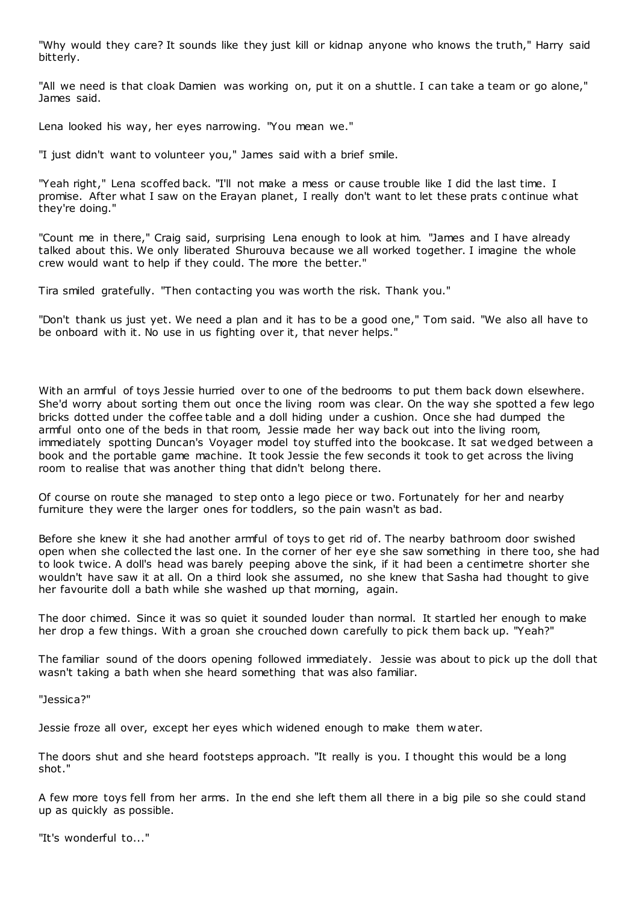"Why would they care? It sounds like they just kill or kidnap anyone who knows the truth," Harry said bitterly.

"All we need is that cloak Damien was working on, put it on a shuttle. I can take a team or go alone," James said.

Lena looked his way, her eyes narrowing. "You mean we."

"I just didn't want to volunteer you," James said with a brief smile.

"Yeah right," Lena scoffed back. "I'll not make a mess or cause trouble like I did the last time. I promise. After what I saw on the Erayan planet, I really don't want to let these prats continue what they're doing."

"Count me in there," Craig said, surprising Lena enough to look at him. "James and I have already talked about this. We only liberated Shurouva because we all worked together. I imagine the whole crew would want to help if they could. The more the better."

Tira smiled gratefully. "Then contacting you was worth the risk. Thank you."

"Don't thank us just yet. We need a plan and it has to be a good one," Tom said. "We also all have to be onboard with it. No use in us fighting over it, that never helps."

With an armful of toys Jessie hurried over to one of the bedrooms to put them back down elsewhere. She'd worry about sorting them out once the living room was clear. On the way she spotted a few lego bricks dotted under the coffee table and a doll hiding under a cushion. Once she had dumped the armful onto one of the beds in that room, Jessie made her way back out into the living room, immediately spotting Duncan's Voyager model toy stuffed into the bookcase. It sat wedged between a book and the portable game machine. It took Jessie the few seconds it took to get across the living room to realise that was another thing that didn't belong there.

Of course on route she managed to step onto a lego piece or two. Fortunately for her and nearby furniture they were the larger ones for toddlers, so the pain wasn't as bad.

Before she knew it she had another armful of toys to get rid of. The nearby bathroom door swished open when she collected the last one. In the corner of her eye she saw something in there too, she had to look twice. A doll's head was barely peeping above the sink, if it had been a centimetre shorter she wouldn't have saw it at all. On a third look she assumed, no she knew that Sasha had thought to give her favourite doll a bath while she washed up that morning, again.

The door chimed. Since it was so quiet it sounded louder than normal. It startled her enough to make her drop a few things. With a groan she crouched down carefully to pick them back up. "Yeah?"

The familiar sound of the doors opening followed immediately. Jessie was about to pick up the doll that wasn't taking a bath when she heard something that was also familiar.

"Jessica?"

Jessie froze all over, except her eyes which widened enough to make them water.

The doors shut and she heard footsteps approach. "It really is you. I thought this would be a long shot."

A few more toys fell from her arms. In the end she left them all there in a big pile so she could stand up as quickly as possible.

"It's wonderful to..."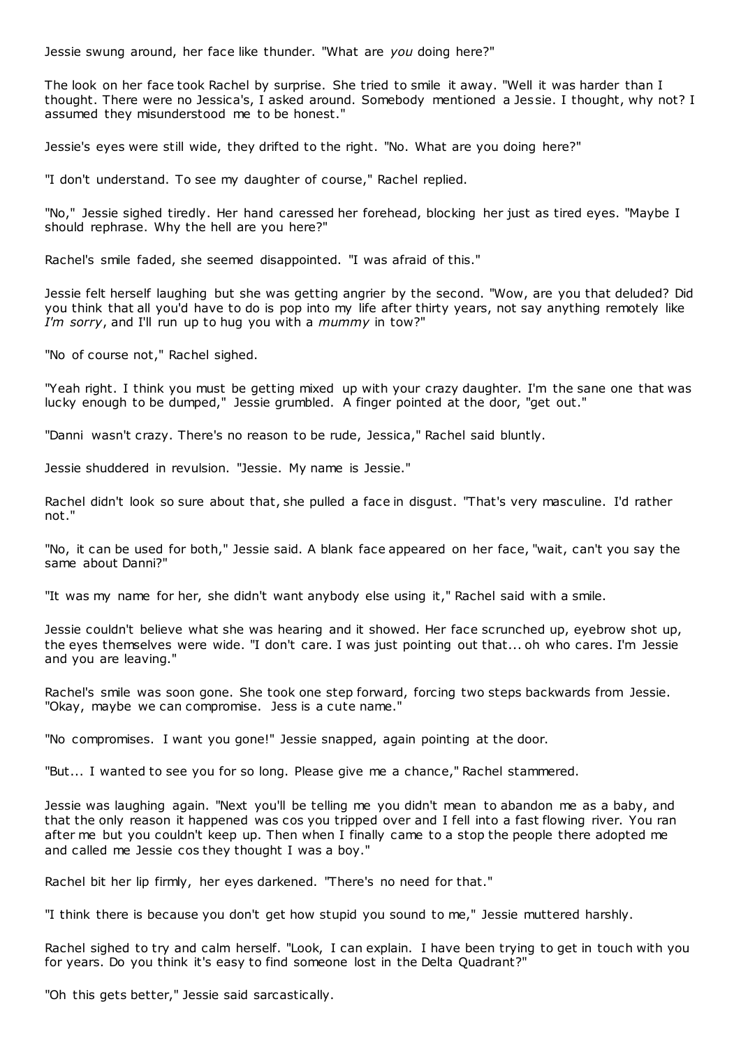Jessie swung around, her face like thunder. "What are *you* doing here?"

The look on her face took Rachel by surprise. She tried to smile it away. "Well it was harder than I thought. There were no Jessica's, I asked around. Somebody mentioned a Jessie. I thought, why not? I assumed they misunderstood me to be honest."

Jessie's eyes were still wide, they drifted to the right. "No. What are you doing here?"

"I don't understand. To see my daughter of course," Rachel replied.

"No," Jessie sighed tiredly. Her hand caressed her forehead, blocking her just as tired eyes. "Maybe I should rephrase. Why the hell are you here?"

Rachel's smile faded, she seemed disappointed. "I was afraid of this."

Jessie felt herself laughing but she was getting angrier by the second. "Wow, are you that deluded? Did you think that all you'd have to do is pop into my life after thirty years, not say anything remotely like *I'm sorry*, and I'll run up to hug you with a *mummy* in tow?"

"No of course not," Rachel sighed.

"Yeah right. I think you must be getting mixed up with your crazy daughter. I'm the sane one that was lucky enough to be dumped," Jessie grumbled. A finger pointed at the door, "get out."

"Danni wasn't crazy. There's no reason to be rude, Jessica," Rachel said bluntly.

Jessie shuddered in revulsion. "Jessie. My name is Jessie."

Rachel didn't look so sure about that, she pulled a face in disgust. "That's very masculine. I'd rather not."

"No, it can be used for both," Jessie said. A blank face appeared on her face, "wait, can't you say the same about Danni?"

"It was my name for her, she didn't want anybody else using it," Rachel said with a smile.

Jessie couldn't believe what she was hearing and it showed. Her face scrunched up, eyebrow shot up, the eyes themselves were wide. "I don't care. I was just pointing out that... oh who cares. I'm Jessie and you are leaving."

Rachel's smile was soon gone. She took one step forward, forcing two steps backwards from Jessie. "Okay, maybe we can compromise. Jess is a cute name."

"No compromises. I want you gone!" Jessie snapped, again pointing at the door.

"But... I wanted to see you for so long. Please give me a chance," Rachel stammered.

Jessie was laughing again. "Next you'll be telling me you didn't mean to abandon me as a baby, and that the only reason it happened was cos you tripped over and I fell into a fast flowing river. You ran after me but you couldn't keep up. Then when I finally came to a stop the people there adopted me and called me Jessie cos they thought I was a boy."

Rachel bit her lip firmly, her eyes darkened. "There's no need for that."

"I think there is because you don't get how stupid you sound to me," Jessie muttered harshly.

Rachel sighed to try and calm herself. "Look, I can explain. I have been trying to get in touch with you for years. Do you think it's easy to find someone lost in the Delta Quadrant?"

"Oh this gets better," Jessie said sarcastically.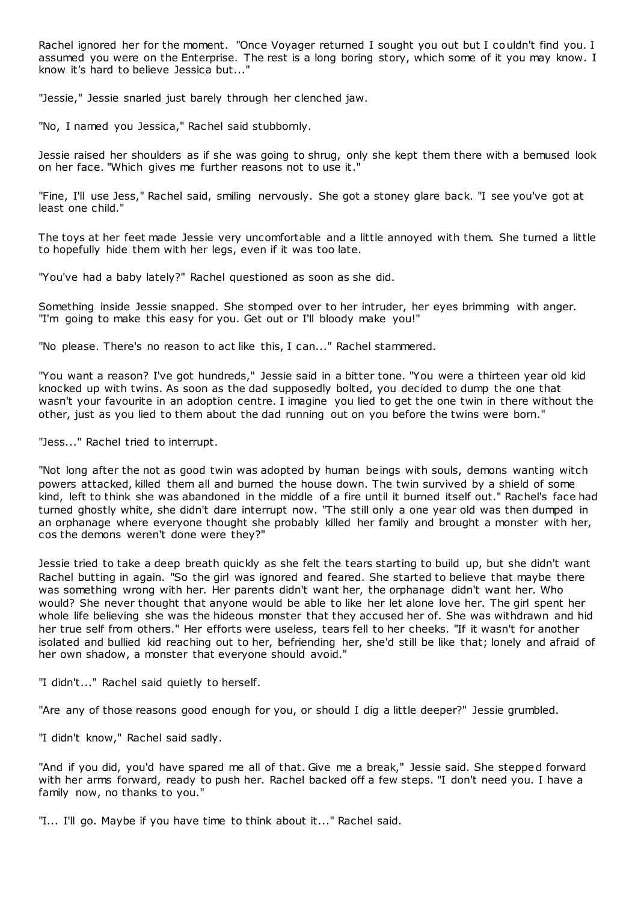Rachel ignored her for the moment. "Once Voyager returned I sought you out but I couldn't find you. I assumed you were on the Enterprise. The rest is a long boring story, which some of it you may know. I know it's hard to believe Jessica but..."

"Jessie," Jessie snarled just barely through her clenched jaw.

"No, I named you Jessica," Rachel said stubbornly.

Jessie raised her shoulders as if she was going to shrug, only she kept them there with a bemused look on her face. "Which gives me further reasons not to use it."

"Fine, I'll use Jess," Rachel said, smiling nervously. She got a stoney glare back. "I see you've got at least one child."

The toys at her feet made Jessie very uncomfortable and a little annoyed with them. She turned a little to hopefully hide them with her legs, even if it was too late.

"You've had a baby lately?" Rachel questioned as soon as she did.

Something inside Jessie snapped. She stomped over to her intruder, her eyes brimming with anger. "I'm going to make this easy for you. Get out or I'll bloody make you!"

"No please. There's no reason to act like this, I can..." Rachel stammered.

"You want a reason? I've got hundreds," Jessie said in a bitter tone. "You were a thirteen year old kid knocked up with twins. As soon as the dad supposedly bolted, you decided to dump the one that wasn't your favourite in an adoption centre. I imagine you lied to get the one twin in there without the other, just as you lied to them about the dad running out on you before the twins were born."

"Jess..." Rachel tried to interrupt.

"Not long after the not as good twin was adopted by human beings with souls, demons wanting witch powers attacked, killed them all and burned the house down. The twin survived by a shield of some kind, left to think she was abandoned in the middle of a fire until it burned itself out." Rachel's face had turned ghostly white, she didn't dare interrupt now. "The still only a one year old was then dumped in an orphanage where everyone thought she probably killed her family and brought a monster with her, cos the demons weren't done were they?"

Jessie tried to take a deep breath quickly as she felt the tears starting to build up, but she didn't want Rachel butting in again. "So the girl was ignored and feared. She started to believe that maybe there was something wrong with her. Her parents didn't want her, the orphanage didn't want her. Who would? She never thought that anyone would be able to like her let alone love her. The girl spent her whole life believing she was the hideous monster that they accused her of. She was withdrawn and hid her true self from others." Her efforts were useless, tears fell to her cheeks. "If it wasn't for another isolated and bullied kid reaching out to her, befriending her, she'd still be like that; lonely and afraid of her own shadow, a monster that everyone should avoid."

"I didn't..." Rachel said quietly to herself.

"Are any of those reasons good enough for you, or should I dig a little deeper?" Jessie grumbled.

"I didn't know," Rachel said sadly.

"And if you did, you'd have spared me all of that. Give me a break," Jessie said. She stepped forward with her arms forward, ready to push her. Rachel backed off a few steps. "I don't need you. I have a family now, no thanks to you."

"I... I'll go. Maybe if you have time to think about it..." Rachel said.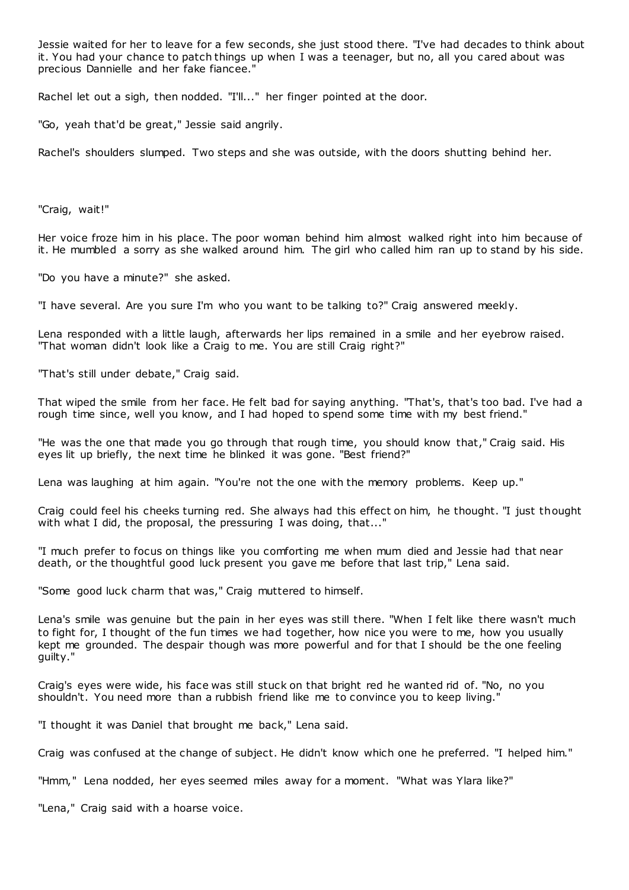Jessie waited for her to leave for a few seconds, she just stood there. "I've had decades to think about it. You had your chance to patch things up when I was a teenager, but no, all you cared about was precious Dannielle and her fake fiancee."

Rachel let out a sigh, then nodded. "I'll..." her finger pointed at the door.

"Go, yeah that'd be great," Jessie said angrily.

Rachel's shoulders slumped. Two steps and she was outside, with the doors shutting behind her.

"Craig, wait!"

Her voice froze him in his place. The poor woman behind him almost walked right into him because of it. He mumbled a sorry as she walked around him. The girl who called him ran up to stand by his side.

"Do you have a minute?" she asked.

"I have several. Are you sure I'm who you want to be talking to?" Craig answered meekly.

Lena responded with a little laugh, afterwards her lips remained in a smile and her eyebrow raised. "That woman didn't look like a Craig to me. You are still Craig right?"

"That's still under debate," Craig said.

That wiped the smile from her face. He felt bad for saying anything. "That's, that's too bad. I've had a rough time since, well you know, and I had hoped to spend some time with my best friend."

"He was the one that made you go through that rough time, you should know that," Craig said. His eyes lit up briefly, the next time he blinked it was gone. "Best friend?"

Lena was laughing at him again. "You're not the one with the memory problems. Keep up."

Craig could feel his cheeks turning red. She always had this effect on him, he thought. "I just thought with what I did, the proposal, the pressuring I was doing, that..."

"I much prefer to focus on things like you comforting me when mum died and Jessie had that near death, or the thoughtful good luck present you gave me before that last trip," Lena said.

"Some good luck charm that was," Craig muttered to himself.

Lena's smile was genuine but the pain in her eyes was still there. "When I felt like there wasn't much to fight for, I thought of the fun times we had together, how nice you were to me, how you usually kept me grounded. The despair though was more powerful and for that I should be the one feeling guilty."

Craig's eyes were wide, his face was still stuck on that bright red he wanted rid of. "No, no you shouldn't. You need more than a rubbish friend like me to convince you to keep living."

"I thought it was Daniel that brought me back," Lena said.

Craig was confused at the change of subject. He didn't know which one he preferred. "I helped him."

"Hmm," Lena nodded, her eyes seemed miles away for a moment. "What was Ylara like?"

"Lena," Craig said with a hoarse voice.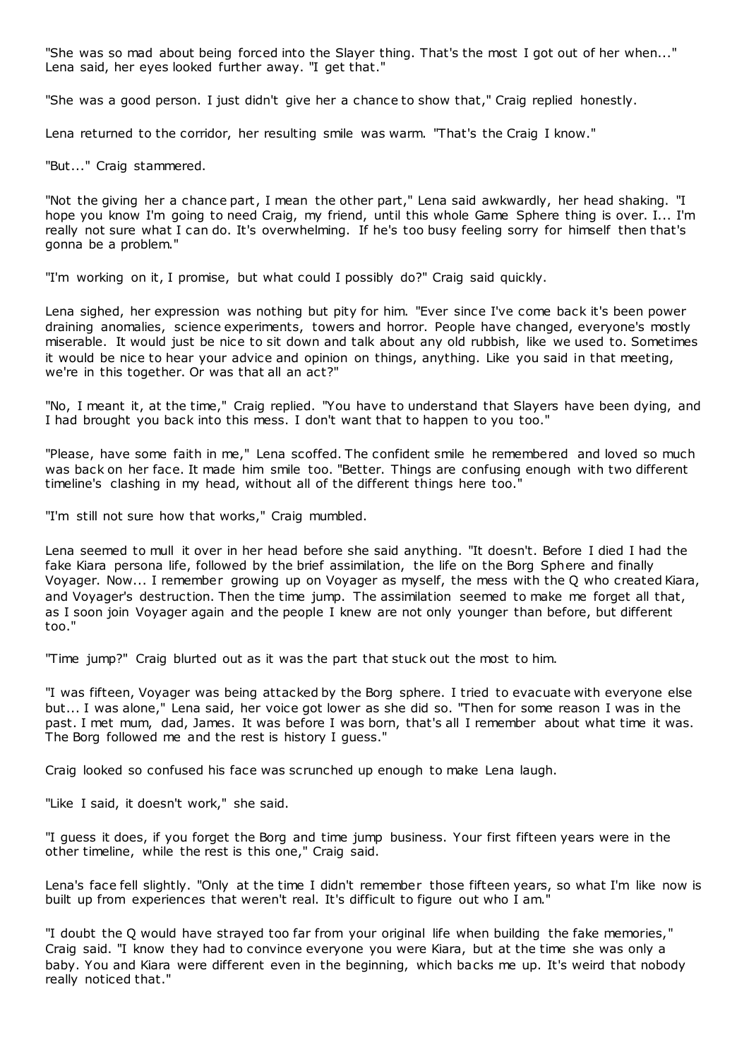"She was so mad about being forced into the Slayer thing. That's the most I got out of her when..." Lena said, her eyes looked further away. "I get that."

"She was a good person. I just didn't give her a chance to show that," Craig replied honestly.

Lena returned to the corridor, her resulting smile was warm. "That's the Craig I know."

"But..." Craig stammered.

"Not the giving her a chance part, I mean the other part," Lena said awkwardly, her head shaking. "I hope you know I'm going to need Craig, my friend, until this whole Game Sphere thing is over. I... I'm really not sure what I can do. It's overwhelming. If he's too busy feeling sorry for himself then that's gonna be a problem."

"I'm working on it, I promise, but what could I possibly do?" Craig said quickly.

Lena sighed, her expression was nothing but pity for him. "Ever since I've come back it's been power draining anomalies, science experiments, towers and horror. People have changed, everyone's mostly miserable. It would just be nice to sit down and talk about any old rubbish, like we used to. Sometimes it would be nice to hear your advice and opinion on things, anything. Like you said in that meeting, we're in this together. Or was that all an act?"

"No, I meant it, at the time," Craig replied. "You have to understand that Slayers have been dying, and I had brought you back into this mess. I don't want that to happen to you too."

"Please, have some faith in me," Lena scoffed. The confident smile he remembered and loved so much was back on her face. It made him smile too. "Better. Things are confusing enough with two different timeline's clashing in my head, without all of the different things here too."

"I'm still not sure how that works," Craig mumbled.

Lena seemed to mull it over in her head before she said anything. "It doesn't. Before I died I had the fake Kiara persona life, followed by the brief assimilation, the life on the Borg Sphere and finally Voyager. Now... I remember growing up on Voyager as myself, the mess with the Q who created Kiara, and Voyager's destruction. Then the time jump. The assimilation seemed to make me forget all that, as I soon join Voyager again and the people I knew are not only younger than before, but different too."

"Time jump?" Craig blurted out as it was the part that stuck out the most to him.

"I was fifteen, Voyager was being attacked by the Borg sphere. I tried to evacuate with everyone else but... I was alone," Lena said, her voice got lower as she did so. "Then for some reason I was in the past. I met mum, dad, James. It was before I was born, that's all I remember about what time it was. The Borg followed me and the rest is history I guess."

Craig looked so confused his face was scrunched up enough to make Lena laugh.

"Like I said, it doesn't work," she said.

"I guess it does, if you forget the Borg and time jump business. Your first fifteen years were in the other timeline, while the rest is this one," Craig said.

Lena's face fell slightly. "Only at the time I didn't remember those fifteen years, so what I'm like now is built up from experiences that weren't real. It's difficult to figure out who I am."

"I doubt the Q would have strayed too far from your original life when building the fake memories," Craig said. "I know they had to convince everyone you were Kiara, but at the time she was only a baby. You and Kiara were different even in the beginning, which backs me up. It's weird that nobody really noticed that."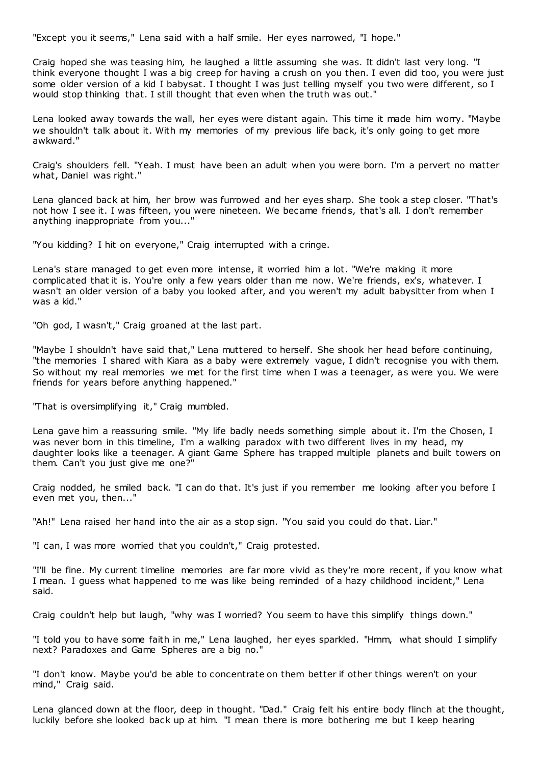"Except you it seems," Lena said with a half smile. Her eyes narrowed, "I hope."

Craig hoped she was teasing him, he laughed a little assuming she was. It didn't last very long. "I think everyone thought I was a big creep for having a crush on you then. I even did too, you were just some older version of a kid I babysat. I thought I was just telling myself you two were different, so I would stop thinking that. I still thought that even when the truth was out."

Lena looked away towards the wall, her eyes were distant again. This time it made him worry. "Maybe we shouldn't talk about it. With my memories of my previous life back, it's only going to get more awkward."

Craig's shoulders fell. "Yeah. I must have been an adult when you were born. I'm a pervert no matter what, Daniel was right."

Lena glanced back at him, her brow was furrowed and her eyes sharp. She took a step closer. "That's not how I see it. I was fifteen, you were nineteen. We became friends, that's all. I don't remember anything inappropriate from you..."

"You kidding? I hit on everyone," Craig interrupted with a cringe.

Lena's stare managed to get even more intense, it worried him a lot. "We're making it more complicated that it is. You're only a few years older than me now. We're friends, ex's, whatever. I wasn't an older version of a baby you looked after, and you weren't my adult babysitter from when I was a kid."

"Oh god, I wasn't," Craig groaned at the last part.

"Maybe I shouldn't have said that," Lena muttered to herself. She shook her head before continuing, "the memories I shared with Kiara as a baby were extremely vague, I didn't recognise you with them. So without my real memories we met for the first time when I was a teenager, as were you. We were friends for years before anything happened."

"That is oversimplifying it," Craig mumbled.

Lena gave him a reassuring smile. "My life badly needs something simple about it. I'm the Chosen, I was never born in this timeline, I'm a walking paradox with two different lives in my head, my daughter looks like a teenager. A giant Game Sphere has trapped multiple planets and built towers on them. Can't you just give me one?"

Craig nodded, he smiled back. "I can do that. It's just if you remember me looking after you before I even met you, then..."

"Ah!" Lena raised her hand into the air as a stop sign. "You said you could do that. Liar."

"I can, I was more worried that you couldn't," Craig protested.

"I'll be fine. My current timeline memories are far more vivid as they're more recent, if you know what I mean. I guess what happened to me was like being reminded of a hazy childhood incident," Lena said.

Craig couldn't help but laugh, "why was I worried? You seem to have this simplify things down."

"I told you to have some faith in me," Lena laughed, her eyes sparkled. "Hmm, what should I simplify next? Paradoxes and Game Spheres are a big no."

"I don't know. Maybe you'd be able to concentrate on them better if other things weren't on your mind," Craig said.

Lena glanced down at the floor, deep in thought. "Dad." Craig felt his entire body flinch at the thought, luckily before she looked back up at him. "I mean there is more bothering me but I keep hearing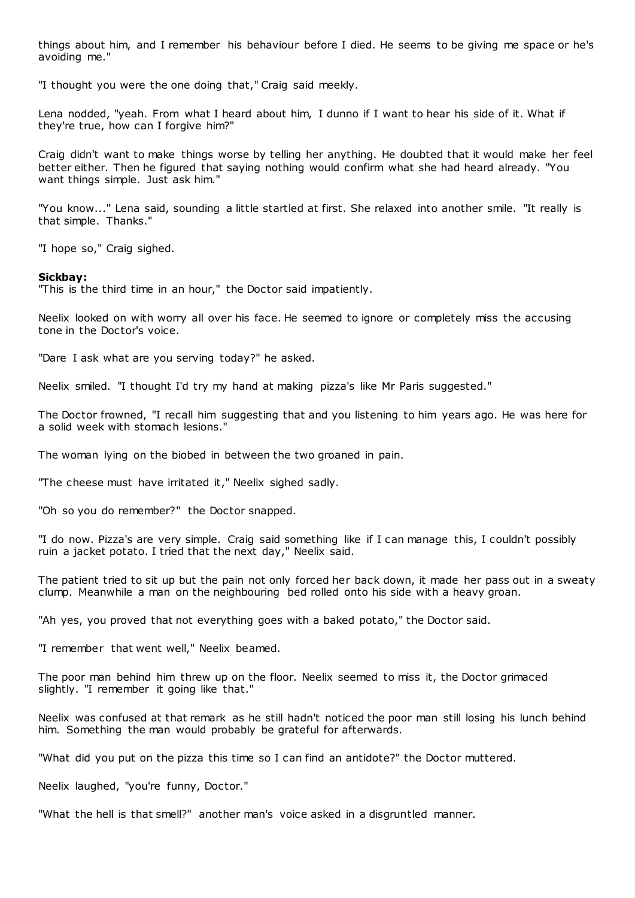things about him, and I remember his behaviour before I died. He seems to be giving me space or he's avoiding me."

"I thought you were the one doing that," Craig said meekly.

Lena nodded, "yeah. From what I heard about him, I dunno if I want to hear his side of it. What if they're true, how can I forgive him?"

Craig didn't want to make things worse by telling her anything. He doubted that it would make her feel better either. Then he figured that saying nothing would confirm what she had heard already. "You want things simple. Just ask him."

"You know..." Lena said, sounding a little startled at first. She relaxed into another smile. "It really is that simple. Thanks."

"I hope so," Craig sighed.

**Sickbay:**
"This is the third time in an hour," the Doctor said impatiently.

Neelix looked on with worry all over his face. He seemed to ignore or completely miss the accusing tone in the Doctor's voice.

"Dare I ask what are you serving today?" he asked.

Neelix smiled. "I thought I'd try my hand at making pizza's like Mr Paris suggested."

The Doctor frowned, "I recall him suggesting that and you listening to him years ago. He was here for a solid week with stomach lesions."

The woman lying on the biobed in between the two groaned in pain.

"The cheese must have irritated it," Neelix sighed sadly.

"Oh so you do remember?" the Doctor snapped.

"I do now. Pizza's are very simple. Craig said something like if I can manage this, I couldn't possibly ruin a jacket potato. I tried that the next day," Neelix said.

The patient tried to sit up but the pain not only forced her back down, it made her pass out in a sweaty clump. Meanwhile a man on the neighbouring bed rolled onto his side with a heavy groan.

"Ah yes, you proved that not everything goes with a baked potato," the Doctor said.

"I remember that went well," Neelix beamed.

The poor man behind him threw up on the floor. Neelix seemed to miss it, the Doctor grimaced slightly. "I remember it going like that."

Neelix was confused at that remark as he still hadn't noticed the poor man still losing his lunch behind him. Something the man would probably be grateful for afterwards.

"What did you put on the pizza this time so I can find an antidote?" the Doctor muttered.

Neelix laughed, "you're funny, Doctor."

"What the hell is that smell?" another man's voice asked in a disgruntled manner.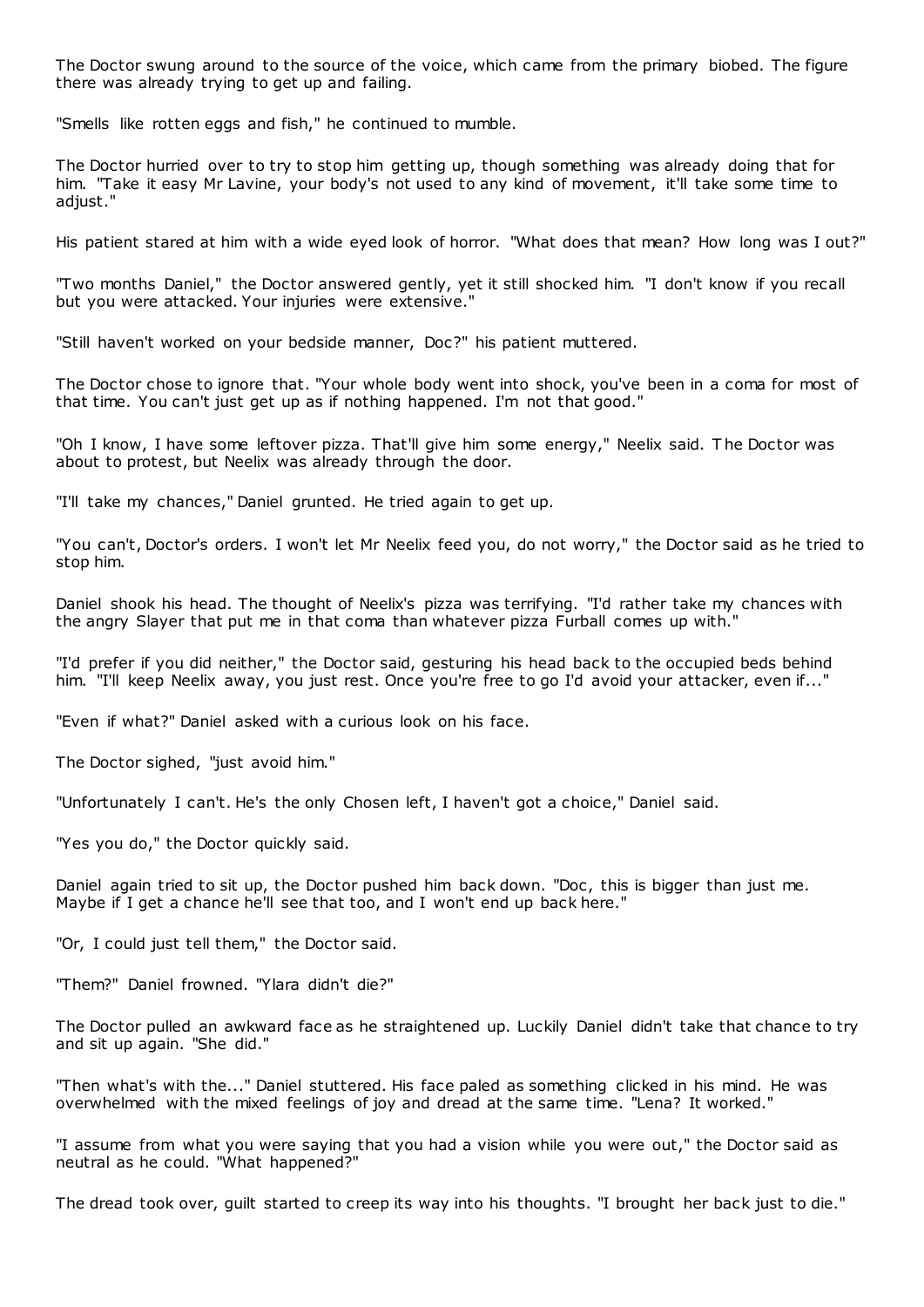The Doctor swung around to the source of the voice, which came from the primary biobed. The figure there was already trying to get up and failing.

"Smells like rotten eggs and fish," he continued to mumble.

The Doctor hurried over to try to stop him getting up, though something was already doing that for him. "Take it easy Mr Lavine, your body's not used to any kind of movement, it'll take some time to adjust."

His patient stared at him with a wide eyed look of horror. "What does that mean? How long was I out?"

"Two months Daniel," the Doctor answered gently, yet it still shocked him. "I don't know if you recall but you were attacked. Your injuries were extensive."

"Still haven't worked on your bedside manner, Doc?" his patient muttered.

The Doctor chose to ignore that. "Your whole body went into shock, you've been in a coma for most of that time. You can't just get up as if nothing happened. I'm not that good."

"Oh I know, I have some leftover pizza. That'll give him some energy," Neelix said. The Doctor was about to protest, but Neelix was already through the door.

"I'll take my chances," Daniel grunted. He tried again to get up.

"You can't, Doctor's orders. I won't let Mr Neelix feed you, do not worry," the Doctor said as he tried to stop him.

Daniel shook his head. The thought of Neelix's pizza was terrifying. "I'd rather take my chances with the angry Slayer that put me in that coma than whatever pizza Furball comes up with."

"I'd prefer if you did neither," the Doctor said, gesturing his head back to the occupied beds behind him. "I'll keep Neelix away, you just rest. Once you're free to go I'd avoid your attacker, even if..."

"Even if what?" Daniel asked with a curious look on his face.

The Doctor sighed, "just avoid him."

"Unfortunately I can't. He's the only Chosen left, I haven't got a choice," Daniel said.

"Yes you do," the Doctor quickly said.

Daniel again tried to sit up, the Doctor pushed him back down. "Doc, this is bigger than just me. Maybe if I get a chance he'll see that too, and I won't end up back here."

"Or, I could just tell them," the Doctor said.

"Them?" Daniel frowned. "Ylara didn't die?"

The Doctor pulled an awkward face as he straightened up. Luckily Daniel didn't take that chance to try and sit up again. "She did."

"Then what's with the..." Daniel stuttered. His face paled as something clicked in his mind. He was overwhelmed with the mixed feelings of joy and dread at the same time. "Lena? It worked."

"I assume from what you were saying that you had a vision while you were out," the Doctor said as neutral as he could. "What happened?"

The dread took over, guilt started to creep its way into his thoughts. "I brought her back just to die."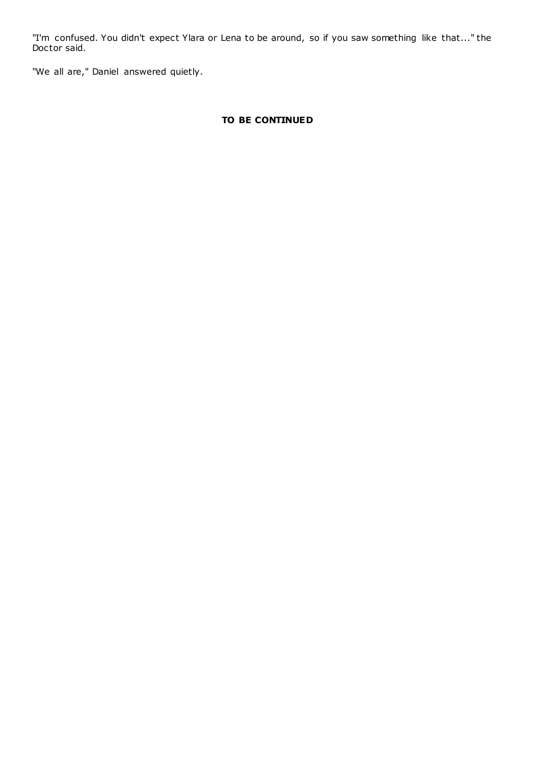"I'm confused. You didn't expect Ylara or Lena to be around, so if you saw something like that..." the Doctor said.

"We all are," Daniel answered quietly.

**TO BE CONTINUED**